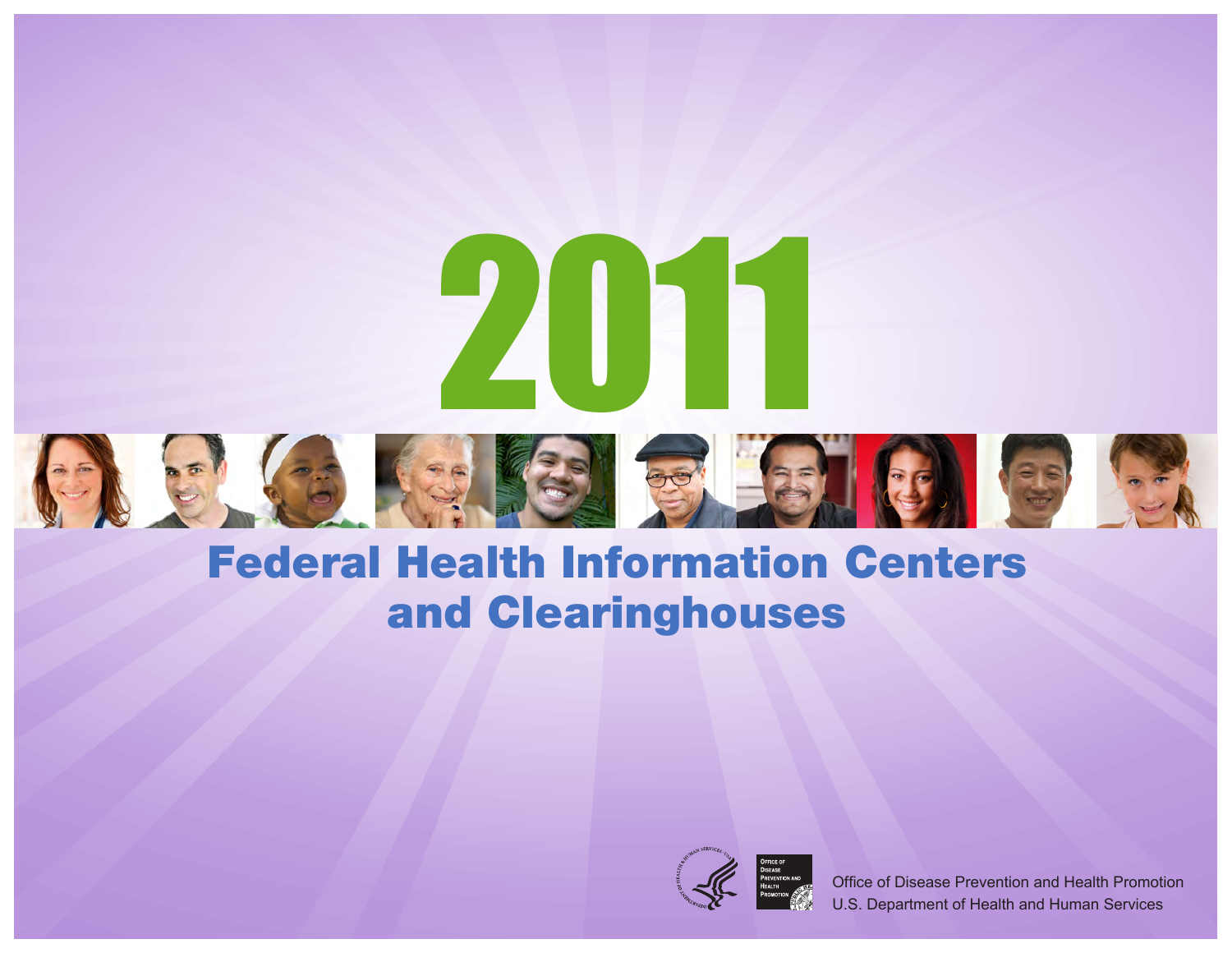# 2011

# Federal Health Information Centers and Clearinghouses

Office of Disease Prevention and Health Promotion
U.S. Department of Health and Human Services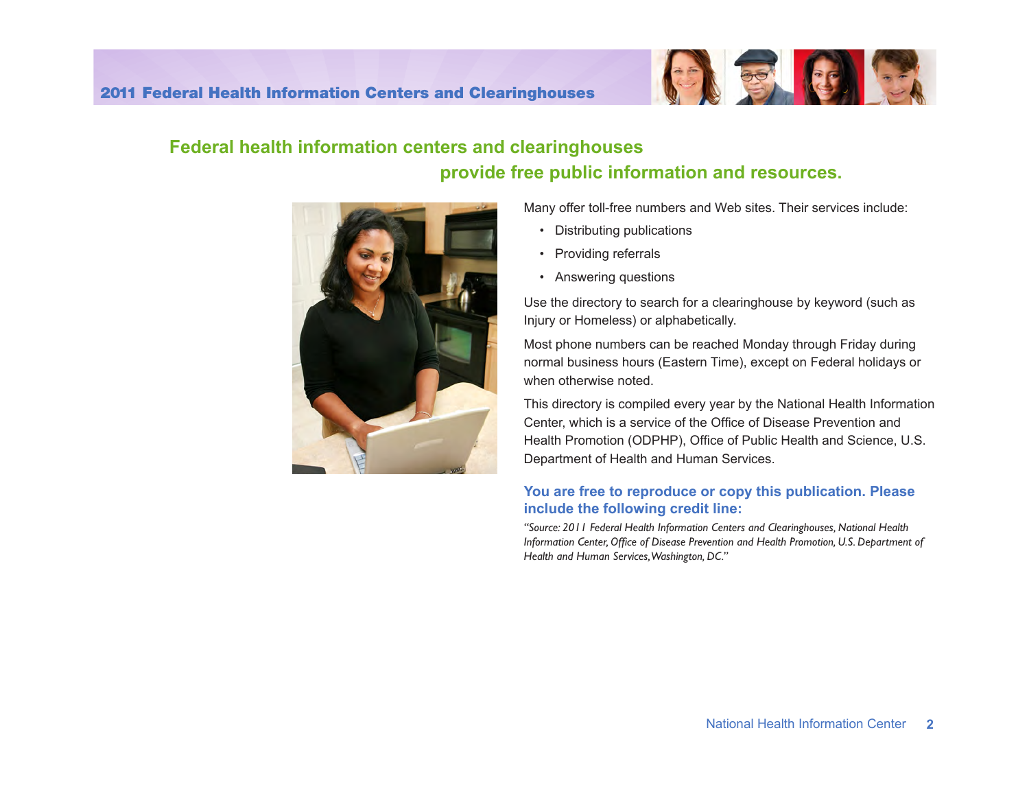## Federal health information centers and clearinghouses provide free public information and resources.

Many offer toll-free numbers and Web sites. Their services include:

- Distributing publications
- Providing referrals
- Answering questions

Use the directory to search for a clearinghouse by keyword (such as Injury or Homeless) or alphabetically.

Most phone numbers can be reached Monday through Friday during normal business hours (Eastern Time), except on Federal holidays or when otherwise noted.

This directory is compiled every year by the National Health Information Center, which is a service of the Office of Disease Prevention and Health Promotion (ODPHP), Office of Public Health and Science, U.S. Department of Health and Human Services.

**You are free to reproduce or copy this publication. Please include the following credit line:**

*"Source: 2011 Federal Health Information Centers and Clearinghouses, National Health Information Center, Office of Disease Prevention and Health Promotion, U.S. Department of Health and Human Services, Washington, DC."*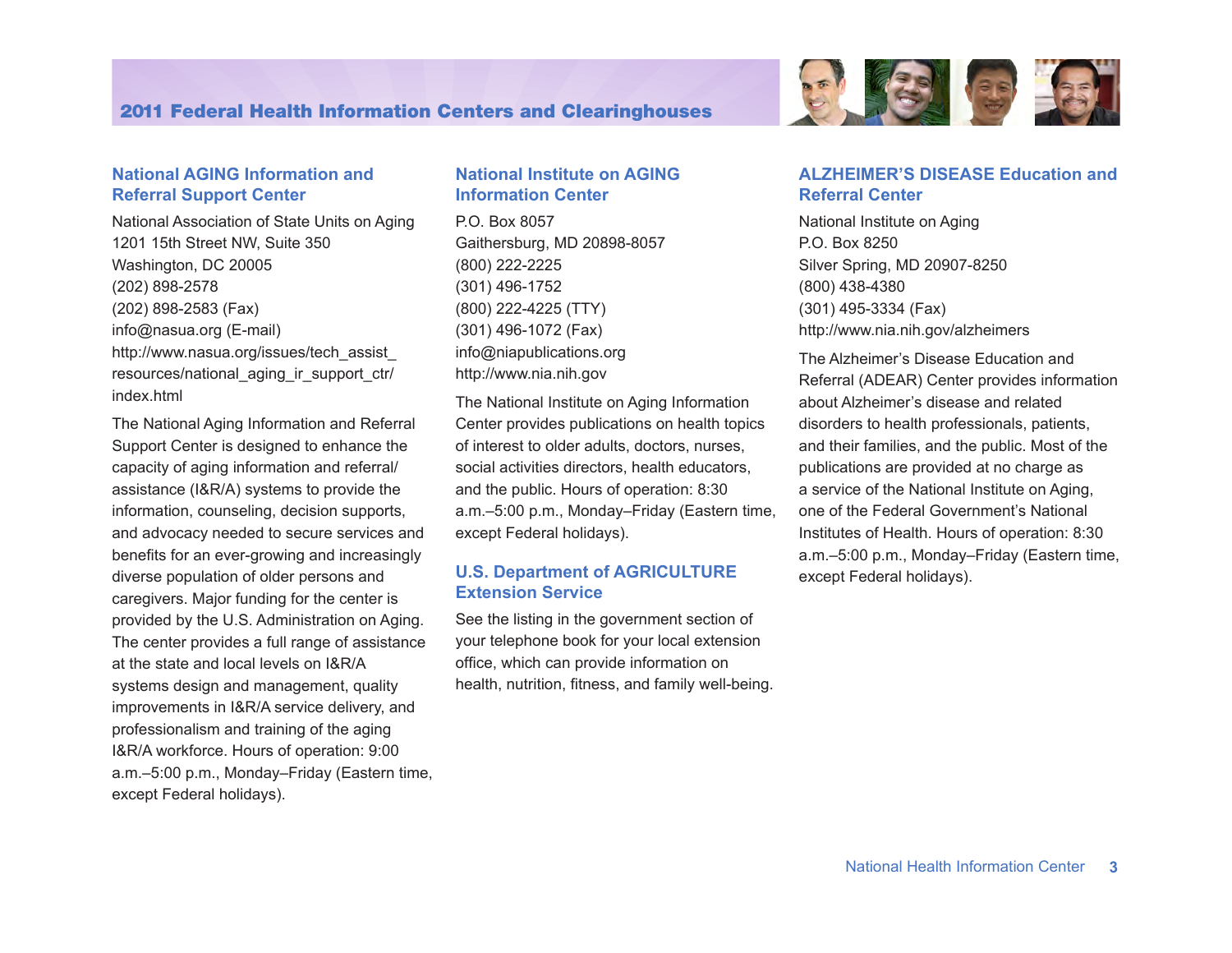## National AGING Information and Referral Support Center

National Association of State Units on Aging
1201 15th Street NW, Suite 350
Washington, DC 20005
(202) 898-2578
(202) 898-2583 (Fax)
info@nasua.org (E-mail)
http://www.nasua.org/issues/tech_assist_resources/national_aging_ir_support_ctr/index.html

The National Aging Information and Referral Support Center is designed to enhance the capacity of aging information and referral/assistance (I&R/A) systems to provide the information, counseling, decision supports, and advocacy needed to secure services and benefits for an ever-growing and increasingly diverse population of older persons and caregivers. Major funding for the center is provided by the U.S. Administration on Aging. The center provides a full range of assistance at the state and local levels on I&R/A systems design and management, quality improvements in I&R/A service delivery, and professionalism and training of the aging I&R/A workforce. Hours of operation: 9:00 a.m.–5:00 p.m., Monday–Friday (Eastern time, except Federal holidays).

## National Institute on AGING Information Center

P.O. Box 8057
Gaithersburg, MD 20898-8057
(800) 222-2225
(301) 496-1752
(800) 222-4225 (TTY)
(301) 496-1072 (Fax)
info@niapublications.org
http://www.nia.nih.gov

The National Institute on Aging Information Center provides publications on health topics of interest to older adults, doctors, nurses, social activities directors, health educators, and the public. Hours of operation: 8:30 a.m.–5:00 p.m., Monday–Friday (Eastern time, except Federal holidays).

## U.S. Department of AGRICULTURE Extension Service

See the listing in the government section of your telephone book for your local extension office, which can provide information on health, nutrition, fitness, and family well-being.

## ALZHEIMER'S DISEASE Education and Referral Center

National Institute on Aging
P.O. Box 8250
Silver Spring, MD 20907-8250
(800) 438-4380
(301) 495-3334 (Fax)
http://www.nia.nih.gov/alzheimers

The Alzheimer's Disease Education and Referral (ADEAR) Center provides information about Alzheimer's disease and related disorders to health professionals, patients, and their families, and the public. Most of the publications are provided at no charge as a service of the National Institute on Aging, one of the Federal Government's National Institutes of Health. Hours of operation: 8:30 a.m.–5:00 p.m., Monday–Friday (Eastern time, except Federal holidays).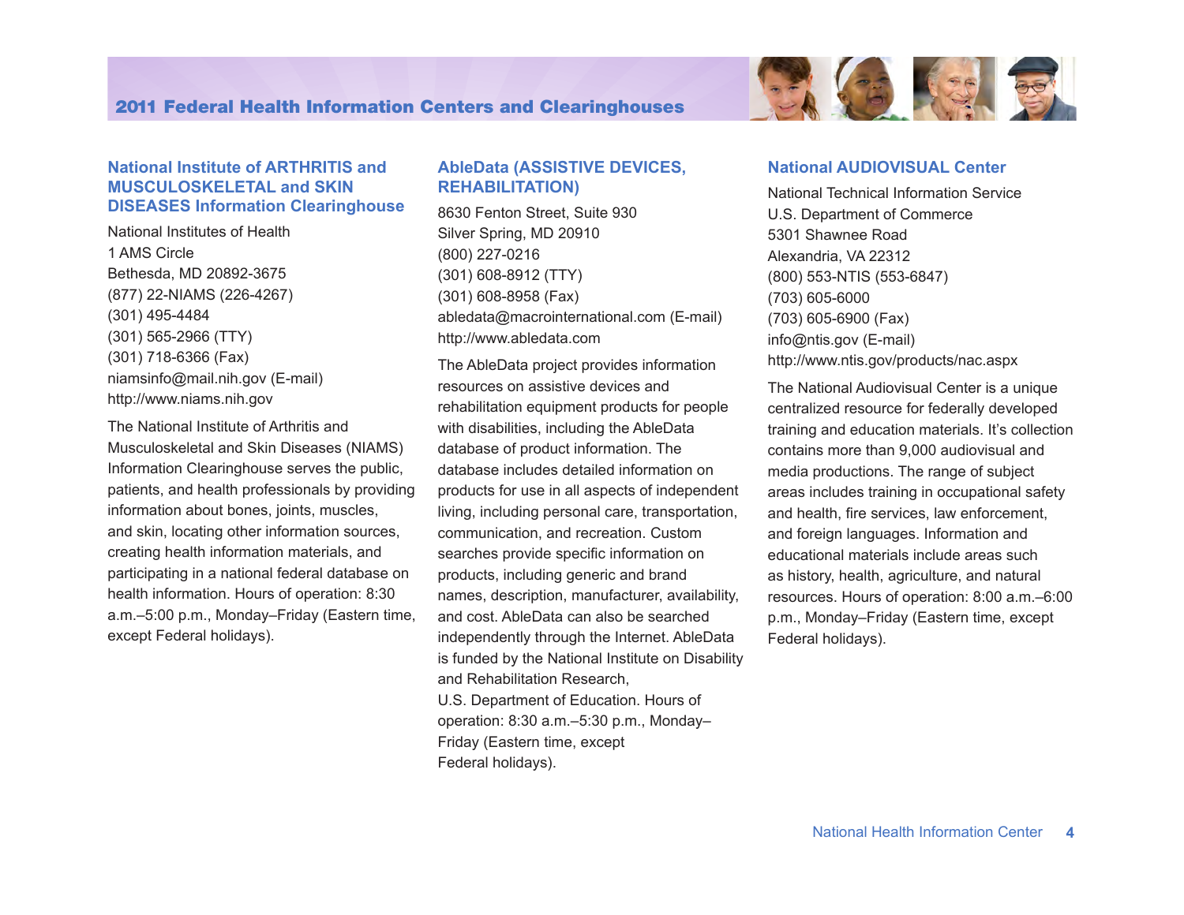## National Institute of ARTHRITIS and MUSCULOSKELETAL and SKIN DISEASES Information Clearinghouse

National Institutes of Health
1 AMS Circle
Bethesda, MD 20892-3675
(877) 22-NIAMS (226-4267)
(301) 495-4484
(301) 565-2966 (TTY)
(301) 718-6366 (Fax)
niamsinfo@mail.nih.gov (E-mail)
http://www.niams.nih.gov

The National Institute of Arthritis and Musculoskeletal and Skin Diseases (NIAMS) Information Clearinghouse serves the public, patients, and health professionals by providing information about bones, joints, muscles, and skin, locating other information sources, creating health information materials, and participating in a national federal database on health information. Hours of operation: 8:30 a.m.–5:00 p.m., Monday–Friday (Eastern time, except Federal holidays).

## AbleData (ASSISTIVE DEVICES, REHABILITATION)

8630 Fenton Street, Suite 930
Silver Spring, MD 20910
(800) 227-0216
(301) 608-8912 (TTY)
(301) 608-8958 (Fax)
abledata@macrointernational.com (E-mail)
http://www.abledata.com

The AbleData project provides information resources on assistive devices and rehabilitation equipment products for people with disabilities, including the AbleData database of product information. The database includes detailed information on products for use in all aspects of independent living, including personal care, transportation, communication, and recreation. Custom searches provide specific information on products, including generic and brand names, description, manufacturer, availability, and cost. AbleData can also be searched independently through the Internet. AbleData is funded by the National Institute on Disability and Rehabilitation Research, U.S. Department of Education. Hours of operation: 8:30 a.m.–5:30 p.m., Monday–Friday (Eastern time, except Federal holidays).

## National AUDIOVISUAL Center

National Technical Information Service
U.S. Department of Commerce
5301 Shawnee Road
Alexandria, VA 22312
(800) 553-NTIS (553-6847)
(703) 605-6000
(703) 605-6900 (Fax)
info@ntis.gov (E-mail)
http://www.ntis.gov/products/nac.aspx

The National Audiovisual Center is a unique centralized resource for federally developed training and education materials. It's collection contains more than 9,000 audiovisual and media productions. The range of subject areas includes training in occupational safety and health, fire services, law enforcement, and foreign languages. Information and educational materials include areas such as history, health, agriculture, and natural resources. Hours of operation: 8:00 a.m.–6:00 p.m., Monday–Friday (Eastern time, except Federal holidays).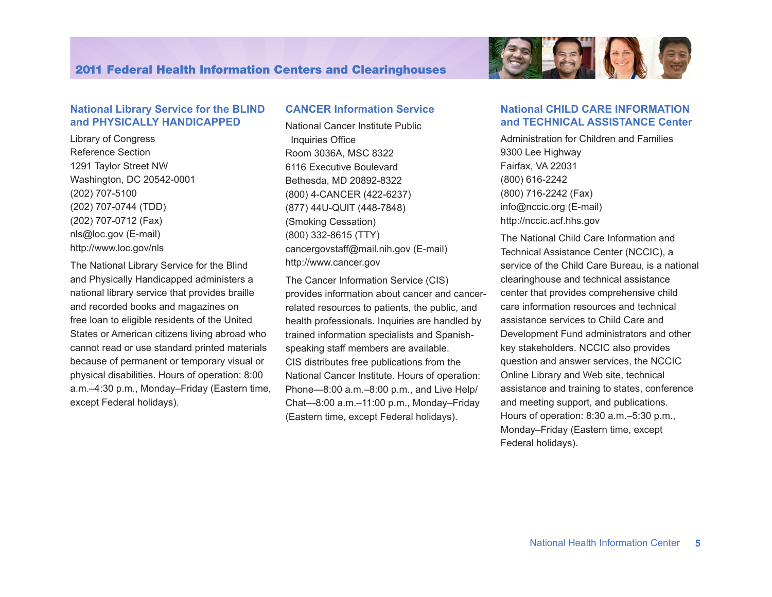## National Library Service for the BLIND and PHYSICALLY HANDICAPPED

Library of Congress
Reference Section
1291 Taylor Street NW
Washington, DC 20542-0001
(202) 707-5100
(202) 707-0744 (TDD)
(202) 707-0712 (Fax)
nls@loc.gov (E-mail)
http://www.loc.gov/nls

The National Library Service for the Blind and Physically Handicapped administers a national library service that provides braille and recorded books and magazines on free loan to eligible residents of the United States or American citizens living abroad who cannot read or use standard printed materials because of permanent or temporary visual or physical disabilities. Hours of operation: 8:00 a.m.–4:30 p.m., Monday–Friday (Eastern time, except Federal holidays).

## CANCER Information Service

National Cancer Institute Public
Inquiries Office
Room 3036A, MSC 8322
6116 Executive Boulevard
Bethesda, MD 20892-8322
(800) 4-CANCER (422-6237)
(877) 44U-QUIT (448-7848)
(Smoking Cessation)
(800) 332-8615 (TTY)
cancergovstaff@mail.nih.gov (E-mail)
http://www.cancer.gov

The Cancer Information Service (CIS) provides information about cancer and cancer-related resources to patients, the public, and health professionals. Inquiries are handled by trained information specialists and Spanish-speaking staff members are available. CIS distributes free publications from the National Cancer Institute. Hours of operation: Phone—8:00 a.m.–8:00 p.m., and Live Help/Chat—8:00 a.m.–11:00 p.m., Monday–Friday (Eastern time, except Federal holidays).

## National CHILD CARE INFORMATION and TECHNICAL ASSISTANCE Center

Administration for Children and Families
9300 Lee Highway
Fairfax, VA 22031
(800) 616-2242
(800) 716-2242 (Fax)
info@nccic.org (E-mail)
http://nccic.acf.hhs.gov

The National Child Care Information and Technical Assistance Center (NCCIC), a service of the Child Care Bureau, is a national clearinghouse and technical assistance center that provides comprehensive child care information resources and technical assistance services to Child Care and Development Fund administrators and other key stakeholders. NCCIC also provides question and answer services, the NCCIC Online Library and Web site, technical assistance and training to states, conference and meeting support, and publications. Hours of operation: 8:30 a.m.–5:30 p.m., Monday–Friday (Eastern time, except Federal holidays).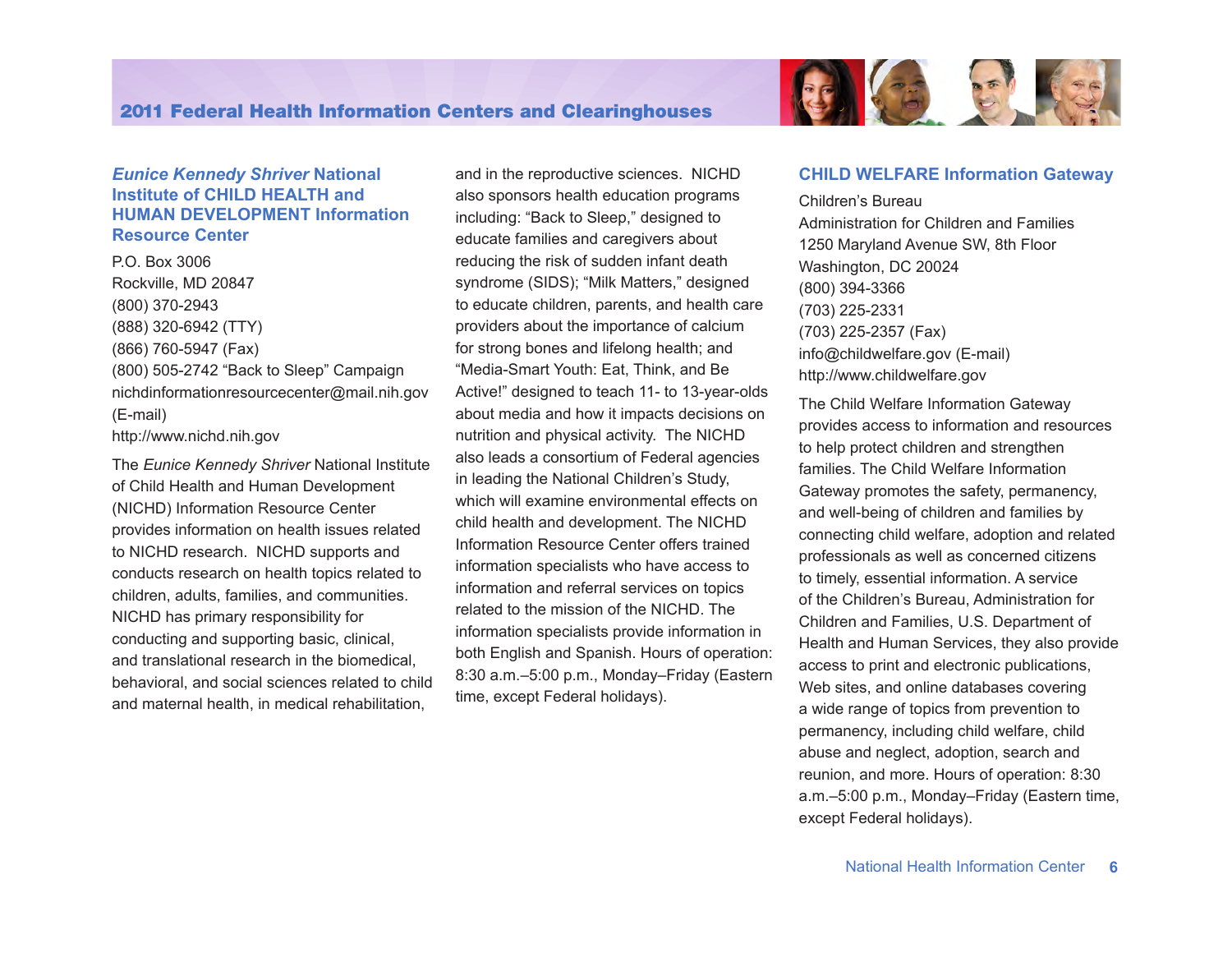## *Eunice Kennedy Shriver* National Institute of CHILD HEALTH and HUMAN DEVELOPMENT Information Resource Center

P.O. Box 3006
Rockville, MD 20847
(800) 370-2943
(888) 320-6942 (TTY)
(866) 760-5947 (Fax)
(800) 505-2742 "Back to Sleep" Campaign
nichdinformationresourcecenter@mail.nih.gov (E-mail)
http://www.nichd.nih.gov

The *Eunice Kennedy Shriver* National Institute of Child Health and Human Development (NICHD) Information Resource Center provides information on health issues related to NICHD research. NICHD supports and conducts research on health topics related to children, adults, families, and communities. NICHD has primary responsibility for conducting and supporting basic, clinical, and translational research in the biomedical, behavioral, and social sciences related to child and maternal health, in medical rehabilitation, and in the reproductive sciences. NICHD also sponsors health education programs including: "Back to Sleep," designed to educate families and caregivers about reducing the risk of sudden infant death syndrome (SIDS); "Milk Matters," designed to educate children, parents, and health care providers about the importance of calcium for strong bones and lifelong health; and "Media-Smart Youth: Eat, Think, and Be Active!" designed to teach 11- to 13-year-olds about media and how it impacts decisions on nutrition and physical activity. The NICHD also leads a consortium of Federal agencies in leading the National Children's Study, which will examine environmental effects on child health and development. The NICHD Information Resource Center offers trained information specialists who have access to information and referral services on topics related to the mission of the NICHD. The information specialists provide information in both English and Spanish. Hours of operation: 8:30 a.m.–5:00 p.m., Monday–Friday (Eastern time, except Federal holidays).

## CHILD WELFARE Information Gateway

Children's Bureau
Administration for Children and Families
1250 Maryland Avenue SW, 8th Floor
Washington, DC 20024
(800) 394-3366
(703) 225-2331
(703) 225-2357 (Fax)
info@childwelfare.gov (E-mail)
http://www.childwelfare.gov

The Child Welfare Information Gateway provides access to information and resources to help protect children and strengthen families. The Child Welfare Information Gateway promotes the safety, permanency, and well-being of children and families by connecting child welfare, adoption and related professionals as well as concerned citizens to timely, essential information. A service of the Children's Bureau, Administration for Children and Families, U.S. Department of Health and Human Services, they also provide access to print and electronic publications, Web sites, and online databases covering a wide range of topics from prevention to permanency, including child welfare, child abuse and neglect, adoption, search and reunion, and more. Hours of operation: 8:30 a.m.–5:00 p.m., Monday–Friday (Eastern time, except Federal holidays).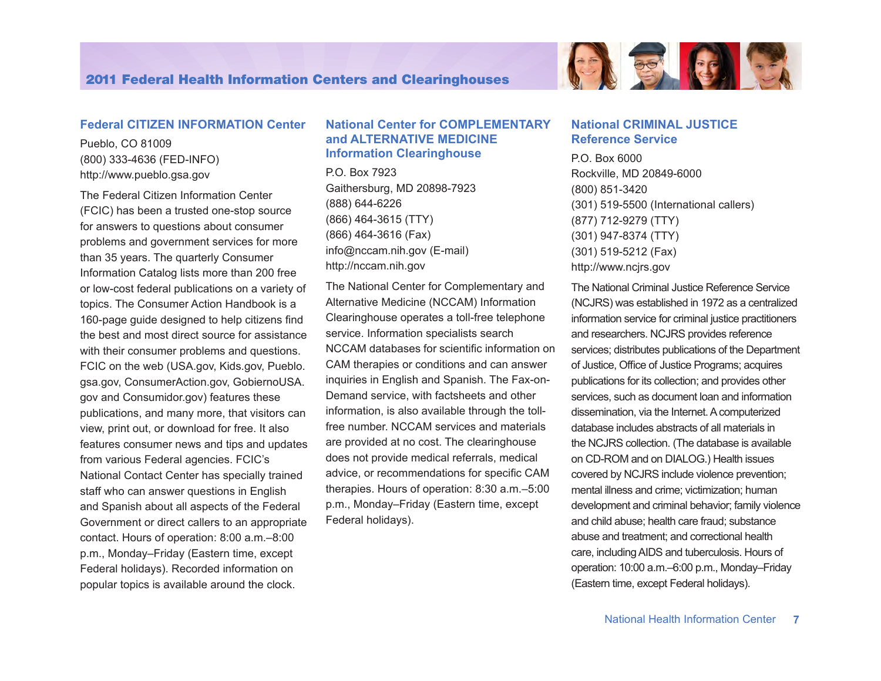## Federal CITIZEN INFORMATION Center

Pueblo, CO 81009
(800) 333-4636 (FED-INFO)
http://www.pueblo.gsa.gov

The Federal Citizen Information Center (FCIC) has been a trusted one-stop source for answers to questions about consumer problems and government services for more than 35 years. The quarterly Consumer Information Catalog lists more than 200 free or low-cost federal publications on a variety of topics. The Consumer Action Handbook is a 160-page guide designed to help citizens find the best and most direct source for assistance with their consumer problems and questions. FCIC on the web (USA.gov, Kids.gov, Pueblo.gsa.gov, ConsumerAction.gov, GobiernoUSA.gov and Consumidor.gov) features these publications, and many more, that visitors can view, print out, or download for free. It also features consumer news and tips and updates from various Federal agencies. FCIC's National Contact Center has specially trained staff who can answer questions in English and Spanish about all aspects of the Federal Government or direct callers to an appropriate contact. Hours of operation: 8:00 a.m.–8:00 p.m., Monday–Friday (Eastern time, except Federal holidays). Recorded information on popular topics is available around the clock.

## National Center for COMPLEMENTARY and ALTERNATIVE MEDICINE Information Clearinghouse

P.O. Box 7923
Gaithersburg, MD 20898-7923
(888) 644-6226
(866) 464-3615 (TTY)
(866) 464-3616 (Fax)
info@nccam.nih.gov (E-mail)
http://nccam.nih.gov

The National Center for Complementary and Alternative Medicine (NCCAM) Information Clearinghouse operates a toll-free telephone service. Information specialists search NCCAM databases for scientific information on CAM therapies or conditions and can answer inquiries in English and Spanish. The Fax-on-Demand service, with factsheets and other information, is also available through the toll-free number. NCCAM services and materials are provided at no cost. The clearinghouse does not provide medical referrals, medical advice, or recommendations for specific CAM therapies. Hours of operation: 8:30 a.m.–5:00 p.m., Monday–Friday (Eastern time, except Federal holidays).

## National CRIMINAL JUSTICE Reference Service

P.O. Box 6000
Rockville, MD 20849-6000
(800) 851-3420
(301) 519-5500 (International callers)
(877) 712-9279 (TTY)
(301) 947-8374 (TTY)
(301) 519-5212 (Fax)
http://www.ncjrs.gov

The National Criminal Justice Reference Service (NCJRS) was established in 1972 as a centralized information service for criminal justice practitioners and researchers. NCJRS provides reference services; distributes publications of the Department of Justice, Office of Justice Programs; acquires publications for its collection; and provides other services, such as document loan and information dissemination, via the Internet. A computerized database includes abstracts of all materials in the NCJRS collection. (The database is available on CD-ROM and on DIALOG.) Health issues covered by NCJRS include violence prevention; mental illness and crime; victimization; human development and criminal behavior; family violence and child abuse; health care fraud; substance abuse and treatment; and correctional health care, including AIDS and tuberculosis. Hours of operation: 10:00 a.m.–6:00 p.m., Monday–Friday (Eastern time, except Federal holidays).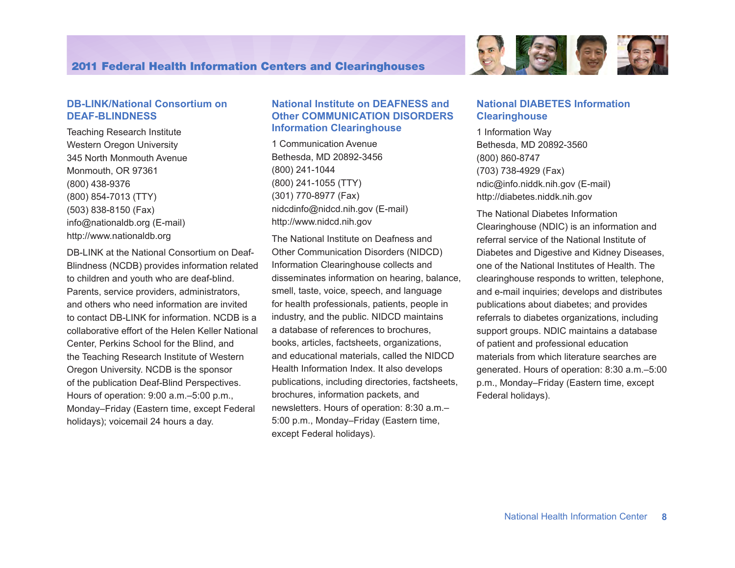## DB-LINK/National Consortium on DEAF-BLINDNESS

Teaching Research Institute
Western Oregon University
345 North Monmouth Avenue
Monmouth, OR 97361
(800) 438-9376
(800) 854-7013 (TTY)
(503) 838-8150 (Fax)
info@nationaldb.org (E-mail)
http://www.nationaldb.org

DB-LINK at the National Consortium on Deaf-Blindness (NCDB) provides information related to children and youth who are deaf-blind. Parents, service providers, administrators, and others who need information are invited to contact DB-LINK for information. NCDB is a collaborative effort of the Helen Keller National Center, Perkins School for the Blind, and the Teaching Research Institute of Western Oregon University. NCDB is the sponsor of the publication Deaf-Blind Perspectives. Hours of operation: 9:00 a.m.–5:00 p.m., Monday–Friday (Eastern time, except Federal holidays); voicemail 24 hours a day.

## National Institute on DEAFNESS and Other COMMUNICATION DISORDERS Information Clearinghouse

1 Communication Avenue
Bethesda, MD 20892-3456
(800) 241-1044
(800) 241-1055 (TTY)
(301) 770-8977 (Fax)
nidcdinfo@nidcd.nih.gov (E-mail)
http://www.nidcd.nih.gov

The National Institute on Deafness and Other Communication Disorders (NIDCD) Information Clearinghouse collects and disseminates information on hearing, balance, smell, taste, voice, speech, and language for health professionals, patients, people in industry, and the public. NIDCD maintains a database of references to brochures, books, articles, factsheets, organizations, and educational materials, called the NIDCD Health Information Index. It also develops publications, including directories, factsheets, brochures, information packets, and newsletters. Hours of operation: 8:30 a.m.–5:00 p.m., Monday–Friday (Eastern time, except Federal holidays).

## National DIABETES Information Clearinghouse

1 Information Way
Bethesda, MD 20892-3560
(800) 860-8747
(703) 738-4929 (Fax)
ndic@info.niddk.nih.gov (E-mail)
http://diabetes.niddk.nih.gov

The National Diabetes Information Clearinghouse (NDIC) is an information and referral service of the National Institute of Diabetes and Digestive and Kidney Diseases, one of the National Institutes of Health. The clearinghouse responds to written, telephone, and e-mail inquiries; develops and distributes publications about diabetes; and provides referrals to diabetes organizations, including support groups. NDIC maintains a database of patient and professional education materials from which literature searches are generated. Hours of operation: 8:30 a.m.–5:00 p.m., Monday–Friday (Eastern time, except Federal holidays).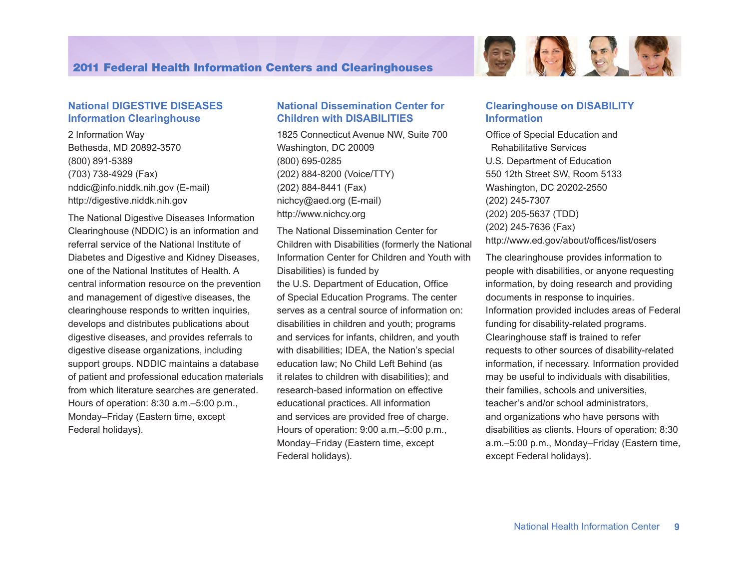## National DIGESTIVE DISEASES Information Clearinghouse

2 Information Way
Bethesda, MD 20892-3570
(800) 891-5389
(703) 738-4929 (Fax)
nddic@info.niddk.nih.gov (E-mail)
http://digestive.niddk.nih.gov

The National Digestive Diseases Information Clearinghouse (NDDIC) is an information and referral service of the National Institute of Diabetes and Digestive and Kidney Diseases, one of the National Institutes of Health. A central information resource on the prevention and management of digestive diseases, the clearinghouse responds to written inquiries, develops and distributes publications about digestive diseases, and provides referrals to digestive disease organizations, including support groups. NDDIC maintains a database of patient and professional education materials from which literature searches are generated. Hours of operation: 8:30 a.m.–5:00 p.m., Monday–Friday (Eastern time, except Federal holidays).

## National Dissemination Center for Children with DISABILITIES

1825 Connecticut Avenue NW, Suite 700
Washington, DC 20009
(800) 695-0285
(202) 884-8200 (Voice/TTY)
(202) 884-8441 (Fax)
nichcy@aed.org (E-mail)
http://www.nichcy.org

The National Dissemination Center for Children with Disabilities (formerly the National Information Center for Children and Youth with Disabilities) is funded by the U.S. Department of Education, Office of Special Education Programs. The center serves as a central source of information on: disabilities in children and youth; programs and services for infants, children, and youth with disabilities; IDEA, the Nation's special education law; No Child Left Behind (as it relates to children with disabilities); and research-based information on effective educational practices. All information and services are provided free of charge. Hours of operation: 9:00 a.m.–5:00 p.m., Monday–Friday (Eastern time, except Federal holidays).

## Clearinghouse on DISABILITY Information

Office of Special Education and Rehabilitative Services
U.S. Department of Education
550 12th Street SW, Room 5133
Washington, DC 20202-2550
(202) 245-7307
(202) 205-5637 (TDD)
(202) 245-7636 (Fax)
http://www.ed.gov/about/offices/list/osers

The clearinghouse provides information to people with disabilities, or anyone requesting information, by doing research and providing documents in response to inquiries. Information provided includes areas of Federal funding for disability-related programs. Clearinghouse staff is trained to refer requests to other sources of disability-related information, if necessary. Information provided may be useful to individuals with disabilities, their families, schools and universities, teacher's and/or school administrators, and organizations who have persons with disabilities as clients. Hours of operation: 8:30 a.m.–5:00 p.m., Monday–Friday (Eastern time, except Federal holidays).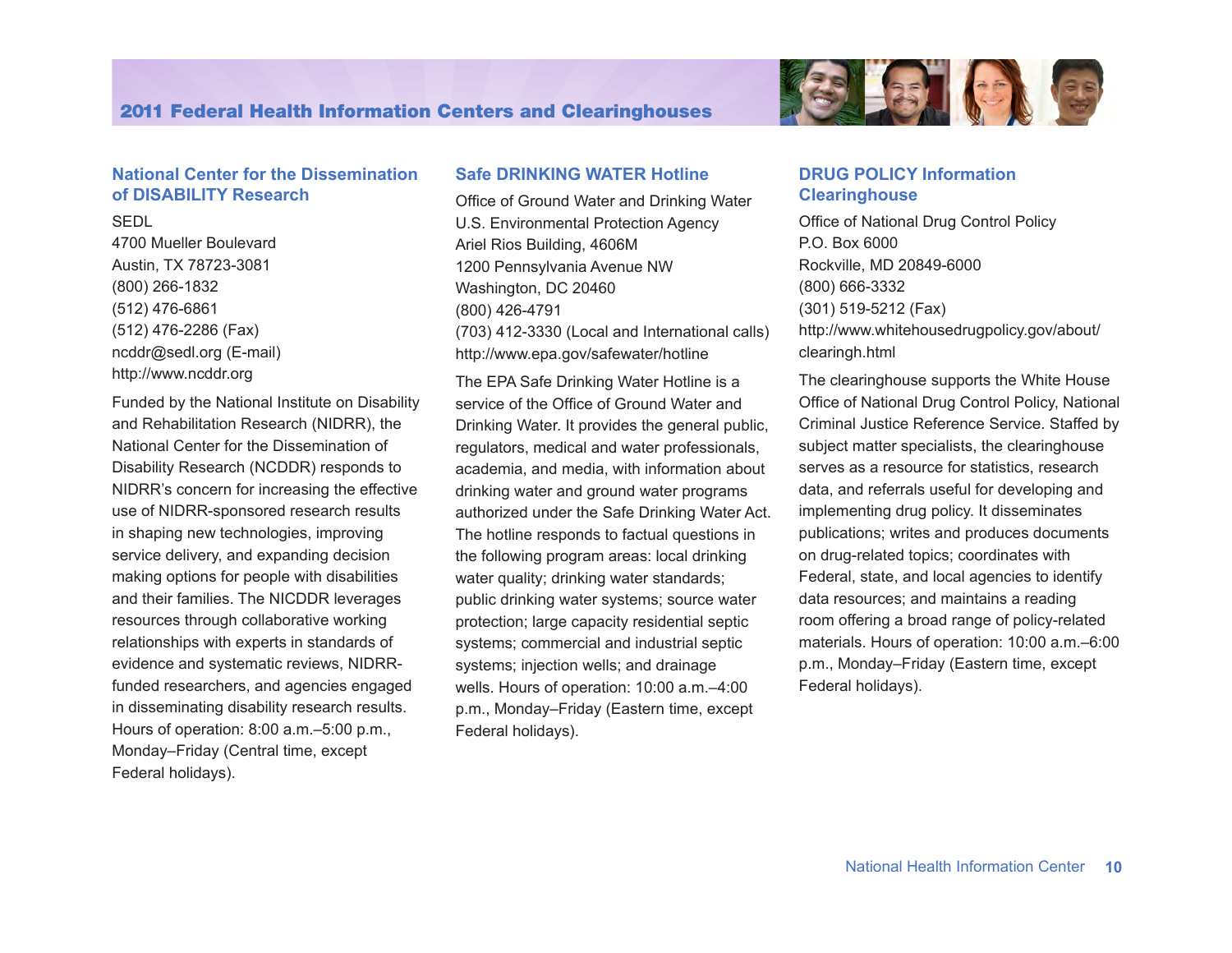## National Center for the Dissemination of DISABILITY Research

SEDL
4700 Mueller Boulevard
Austin, TX 78723-3081
(800) 266-1832
(512) 476-6861
(512) 476-2286 (Fax)
ncddr@sedl.org (E-mail)
http://www.ncddr.org

Funded by the National Institute on Disability and Rehabilitation Research (NIDRR), the National Center for the Dissemination of Disability Research (NCDDR) responds to NIDRR's concern for increasing the effective use of NIDRR-sponsored research results in shaping new technologies, improving service delivery, and expanding decision making options for people with disabilities and their families. The NICDDR leverages resources through collaborative working relationships with experts in standards of evidence and systematic reviews, NIDRR-funded researchers, and agencies engaged in disseminating disability research results. Hours of operation: 8:00 a.m.–5:00 p.m., Monday–Friday (Central time, except Federal holidays).

## Safe DRINKING WATER Hotline

Office of Ground Water and Drinking Water
U.S. Environmental Protection Agency
Ariel Rios Building, 4606M
1200 Pennsylvania Avenue NW
Washington, DC 20460
(800) 426-4791
(703) 412-3330 (Local and International calls)
http://www.epa.gov/safewater/hotline

The EPA Safe Drinking Water Hotline is a service of the Office of Ground Water and Drinking Water. It provides the general public, regulators, medical and water professionals, academia, and media, with information about drinking water and ground water programs authorized under the Safe Drinking Water Act. The hotline responds to factual questions in the following program areas: local drinking water quality; drinking water standards; public drinking water systems; source water protection; large capacity residential septic systems; commercial and industrial septic systems; injection wells; and drainage wells. Hours of operation: 10:00 a.m.–4:00 p.m., Monday–Friday (Eastern time, except Federal holidays).

## DRUG POLICY Information Clearinghouse

Office of National Drug Control Policy
P.O. Box 6000
Rockville, MD 20849-6000
(800) 666-3332
(301) 519-5212 (Fax)
http://www.whitehousedrugpolicy.gov/about/clearingh.html

The clearinghouse supports the White House Office of National Drug Control Policy, National Criminal Justice Reference Service. Staffed by subject matter specialists, the clearinghouse serves as a resource for statistics, research data, and referrals useful for developing and implementing drug policy. It disseminates publications; writes and produces documents on drug-related topics; coordinates with Federal, state, and local agencies to identify data resources; and maintains a reading room offering a broad range of policy-related materials. Hours of operation: 10:00 a.m.–6:00 p.m., Monday–Friday (Eastern time, except Federal holidays).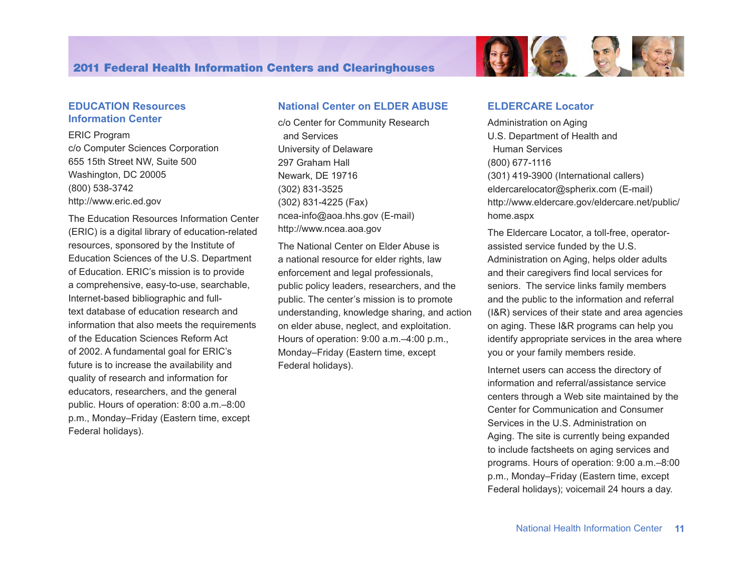## EDUCATION Resources Information Center

ERIC Program
c/o Computer Sciences Corporation
655 15th Street NW, Suite 500
Washington, DC 20005
(800) 538-3742
http://www.eric.ed.gov

The Education Resources Information Center (ERIC) is a digital library of education-related resources, sponsored by the Institute of Education Sciences of the U.S. Department of Education. ERIC's mission is to provide a comprehensive, easy-to-use, searchable, Internet-based bibliographic and full-text database of education research and information that also meets the requirements of the Education Sciences Reform Act of 2002. A fundamental goal for ERIC's future is to increase the availability and quality of research and information for educators, researchers, and the general public. Hours of operation: 8:00 a.m.–8:00 p.m., Monday–Friday (Eastern time, except Federal holidays).

## National Center on ELDER ABUSE

c/o Center for Community Research and Services
University of Delaware
297 Graham Hall
Newark, DE 19716
(302) 831-3525
(302) 831-4225 (Fax)
ncea-info@aoa.hhs.gov (E-mail)
http://www.ncea.aoa.gov

The National Center on Elder Abuse is a national resource for elder rights, law enforcement and legal professionals, public policy leaders, researchers, and the public. The center's mission is to promote understanding, knowledge sharing, and action on elder abuse, neglect, and exploitation. Hours of operation: 9:00 a.m.–4:00 p.m., Monday–Friday (Eastern time, except Federal holidays).

## ELDERCARE Locator

Administration on Aging
U.S. Department of Health and Human Services
(800) 677-1116
(301) 419-3900 (International callers)
eldercarelocator@spherix.com (E-mail)
http://www.eldercare.gov/eldercare.net/public/home.aspx

The Eldercare Locator, a toll-free, operator-assisted service funded by the U.S. Administration on Aging, helps older adults and their caregivers find local services for seniors. The service links family members and the public to the information and referral (I&R) services of their state and area agencies on aging. These I&R programs can help you identify appropriate services in the area where you or your family members reside.

Internet users can access the directory of information and referral/assistance service centers through a Web site maintained by the Center for Communication and Consumer Services in the U.S. Administration on Aging. The site is currently being expanded to include factsheets on aging services and programs. Hours of operation: 9:00 a.m.–8:00 p.m., Monday–Friday (Eastern time, except Federal holidays); voicemail 24 hours a day.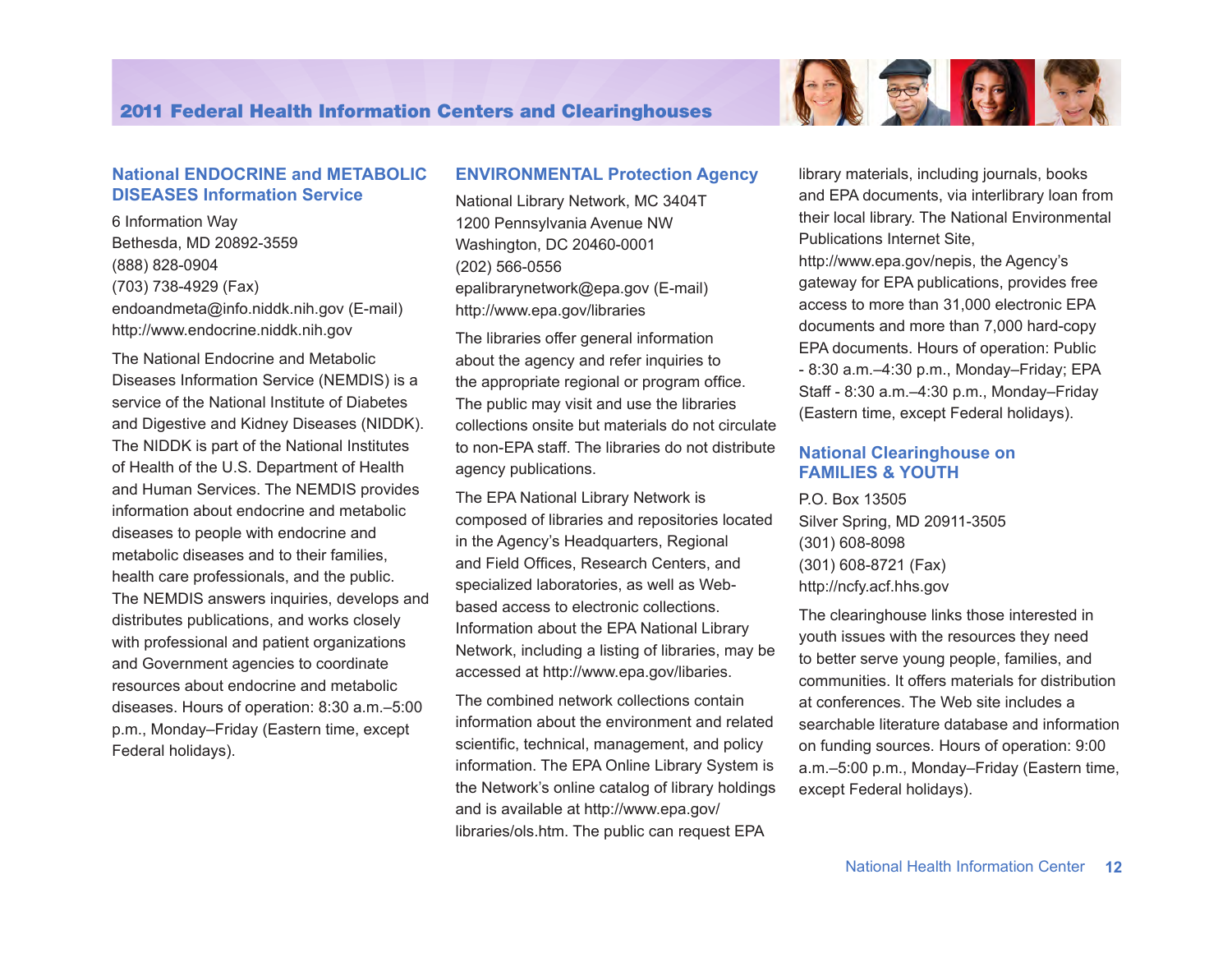## National ENDOCRINE and METABOLIC DISEASES Information Service

6 Information Way
Bethesda, MD 20892-3559
(888) 828-0904
(703) 738-4929 (Fax)
endoandmeta@info.niddk.nih.gov (E-mail)
http://www.endocrine.niddk.nih.gov

The National Endocrine and Metabolic Diseases Information Service (NEMDIS) is a service of the National Institute of Diabetes and Digestive and Kidney Diseases (NIDDK). The NIDDK is part of the National Institutes of Health of the U.S. Department of Health and Human Services. The NEMDIS provides information about endocrine and metabolic diseases to people with endocrine and metabolic diseases and to their families, health care professionals, and the public. The NEMDIS answers inquiries, develops and distributes publications, and works closely with professional and patient organizations and Government agencies to coordinate resources about endocrine and metabolic diseases. Hours of operation: 8:30 a.m.–5:00 p.m., Monday–Friday (Eastern time, except Federal holidays).

## ENVIRONMENTAL Protection Agency

National Library Network, MC 3404T
1200 Pennsylvania Avenue NW
Washington, DC 20460-0001
(202) 566-0556
epalibrarynetwork@epa.gov (E-mail)
http://www.epa.gov/libraries

The libraries offer general information about the agency and refer inquiries to the appropriate regional or program office. The public may visit and use the libraries collections onsite but materials do not circulate to non-EPA staff. The libraries do not distribute agency publications.

The EPA National Library Network is composed of libraries and repositories located in the Agency's Headquarters, Regional and Field Offices, Research Centers, and specialized laboratories, as well as Web-based access to electronic collections. Information about the EPA National Library Network, including a listing of libraries, may be accessed at http://www.epa.gov/libaries.

The combined network collections contain information about the environment and related scientific, technical, management, and policy information. The EPA Online Library System is the Network's online catalog of library holdings and is available at http://www.epa.gov/libraries/ols.htm. The public can request EPA library materials, including journals, books and EPA documents, via interlibrary loan from their local library. The National Environmental Publications Internet Site, http://www.epa.gov/nepis, the Agency's gateway for EPA publications, provides free access to more than 31,000 electronic EPA documents and more than 7,000 hard-copy EPA documents. Hours of operation: Public - 8:30 a.m.–4:30 p.m., Monday–Friday; EPA Staff - 8:30 a.m.–4:30 p.m., Monday–Friday (Eastern time, except Federal holidays).

## National Clearinghouse on FAMILIES & YOUTH

P.O. Box 13505
Silver Spring, MD 20911-3505
(301) 608-8098
(301) 608-8721 (Fax)
http://ncfy.acf.hhs.gov

The clearinghouse links those interested in youth issues with the resources they need to better serve young people, families, and communities. It offers materials for distribution at conferences. The Web site includes a searchable literature database and information on funding sources. Hours of operation: 9:00 a.m.–5:00 p.m., Monday–Friday (Eastern time, except Federal holidays).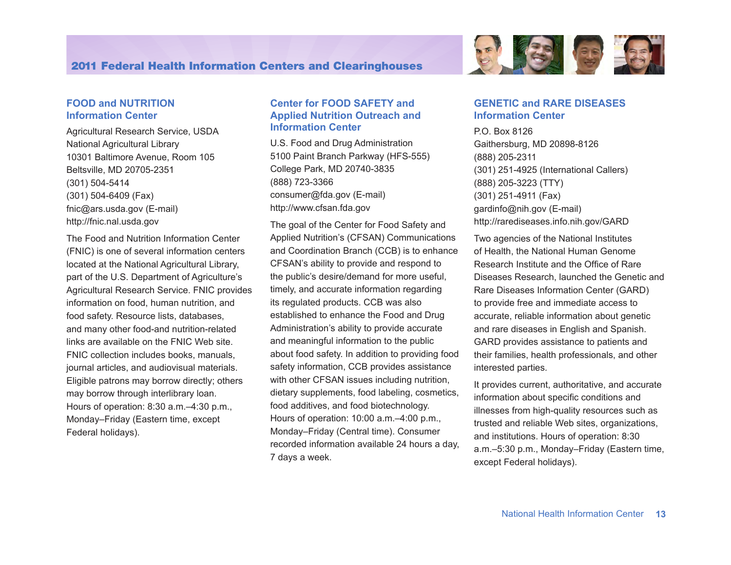## FOOD and NUTRITION Information Center

Agricultural Research Service, USDA
National Agricultural Library
10301 Baltimore Avenue, Room 105
Beltsville, MD 20705-2351
(301) 504-5414
(301) 504-6409 (Fax)
fnic@ars.usda.gov (E-mail)
http://fnic.nal.usda.gov

The Food and Nutrition Information Center (FNIC) is one of several information centers located at the National Agricultural Library, part of the U.S. Department of Agriculture's Agricultural Research Service. FNIC provides information on food, human nutrition, and food safety. Resource lists, databases, and many other food-and nutrition-related links are available on the FNIC Web site. FNIC collection includes books, manuals, journal articles, and audiovisual materials. Eligible patrons may borrow directly; others may borrow through interlibrary loan. Hours of operation: 8:30 a.m.–4:30 p.m., Monday–Friday (Eastern time, except Federal holidays).

## Center for FOOD SAFETY and Applied Nutrition Outreach and Information Center

U.S. Food and Drug Administration
5100 Paint Branch Parkway (HFS-555)
College Park, MD 20740-3835
(888) 723-3366
consumer@fda.gov (E-mail)
http://www.cfsan.fda.gov

The goal of the Center for Food Safety and Applied Nutrition's (CFSAN) Communications and Coordination Branch (CCB) is to enhance CFSAN's ability to provide and respond to the public's desire/demand for more useful, timely, and accurate information regarding its regulated products. CCB was also established to enhance the Food and Drug Administration's ability to provide accurate and meaningful information to the public about food safety. In addition to providing food safety information, CCB provides assistance with other CFSAN issues including nutrition, dietary supplements, food labeling, cosmetics, food additives, and food biotechnology. Hours of operation: 10:00 a.m.–4:00 p.m., Monday–Friday (Central time). Consumer recorded information available 24 hours a day, 7 days a week.

## GENETIC and RARE DISEASES Information Center

P.O. Box 8126
Gaithersburg, MD 20898-8126
(888) 205-2311
(301) 251-4925 (International Callers)
(888) 205-3223 (TTY)
(301) 251-4911 (Fax)
gardinfo@nih.gov (E-mail)
http://rarediseases.info.nih.gov/GARD

Two agencies of the National Institutes of Health, the National Human Genome Research Institute and the Office of Rare Diseases Research, launched the Genetic and Rare Diseases Information Center (GARD) to provide free and immediate access to accurate, reliable information about genetic and rare diseases in English and Spanish. GARD provides assistance to patients and their families, health professionals, and other interested parties.

It provides current, authoritative, and accurate information about specific conditions and illnesses from high-quality resources such as trusted and reliable Web sites, organizations, and institutions. Hours of operation: 8:30 a.m.–5:30 p.m., Monday–Friday (Eastern time, except Federal holidays).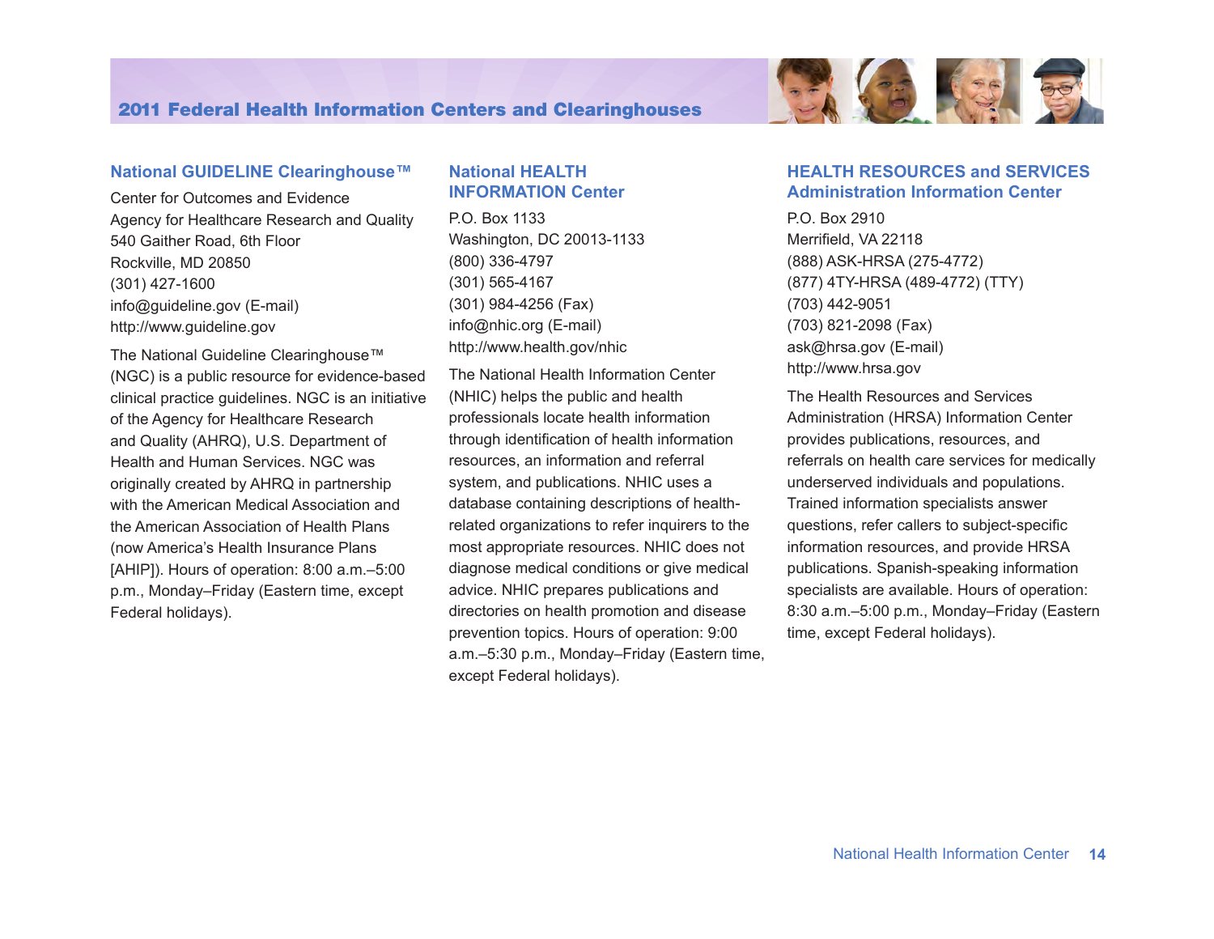## National GUIDELINE Clearinghouse™

Center for Outcomes and Evidence
Agency for Healthcare Research and Quality
540 Gaither Road, 6th Floor
Rockville, MD 20850
(301) 427-1600
info@guideline.gov (E-mail)
http://www.guideline.gov

The National Guideline Clearinghouse™ (NGC) is a public resource for evidence-based clinical practice guidelines. NGC is an initiative of the Agency for Healthcare Research and Quality (AHRQ), U.S. Department of Health and Human Services. NGC was originally created by AHRQ in partnership with the American Medical Association and the American Association of Health Plans (now America's Health Insurance Plans [AHIP]). Hours of operation: 8:00 a.m.–5:00 p.m., Monday–Friday (Eastern time, except Federal holidays).

## National HEALTH INFORMATION Center

P.O. Box 1133
Washington, DC 20013-1133
(800) 336-4797
(301) 565-4167
(301) 984-4256 (Fax)
info@nhic.org (E-mail)
http://www.health.gov/nhic

The National Health Information Center (NHIC) helps the public and health professionals locate health information through identification of health information resources, an information and referral system, and publications. NHIC uses a database containing descriptions of health-related organizations to refer inquirers to the most appropriate resources. NHIC does not diagnose medical conditions or give medical advice. NHIC prepares publications and directories on health promotion and disease prevention topics. Hours of operation: 9:00 a.m.–5:30 p.m., Monday–Friday (Eastern time, except Federal holidays).

## HEALTH RESOURCES and SERVICES Administration Information Center

P.O. Box 2910
Merrifield, VA 22118
(888) ASK-HRSA (275-4772)
(877) 4TY-HRSA (489-4772) (TTY)
(703) 442-9051
(703) 821-2098 (Fax)
ask@hrsa.gov (E-mail)
http://www.hrsa.gov

The Health Resources and Services Administration (HRSA) Information Center provides publications, resources, and referrals on health care services for medically underserved individuals and populations. Trained information specialists answer questions, refer callers to subject-specific information resources, and provide HRSA publications. Spanish-speaking information specialists are available. Hours of operation: 8:30 a.m.–5:00 p.m., Monday–Friday (Eastern time, except Federal holidays).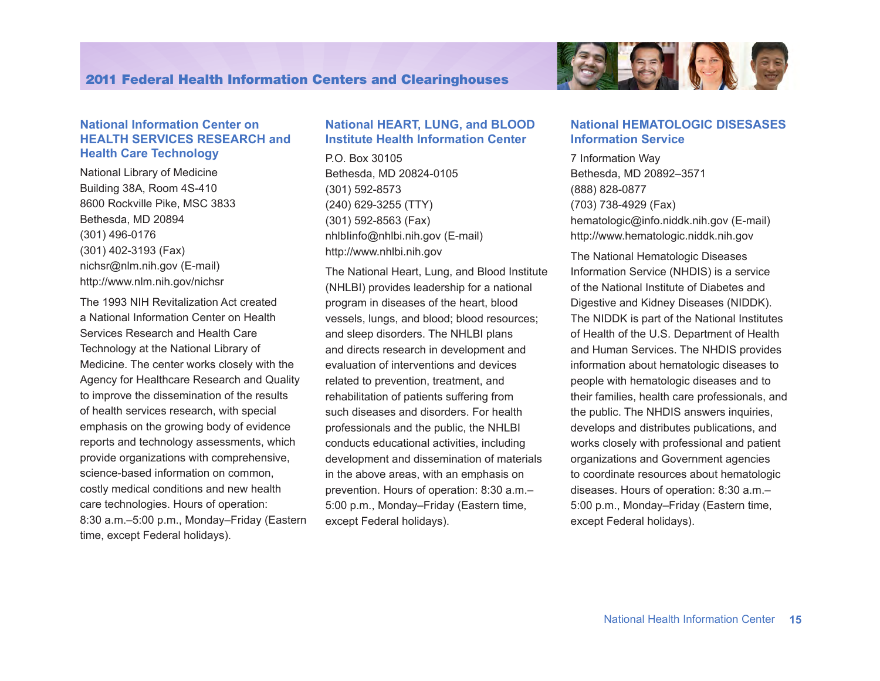## National Information Center on HEALTH SERVICES RESEARCH and Health Care Technology

National Library of Medicine
Building 38A, Room 4S-410
8600 Rockville Pike, MSC 3833
Bethesda, MD 20894
(301) 496-0176
(301) 402-3193 (Fax)
nichsr@nlm.nih.gov (E-mail)
http://www.nlm.nih.gov/nichsr

The 1993 NIH Revitalization Act created a National Information Center on Health Services Research and Health Care Technology at the National Library of Medicine. The center works closely with the Agency for Healthcare Research and Quality to improve the dissemination of the results of health services research, with special emphasis on the growing body of evidence reports and technology assessments, which provide organizations with comprehensive, science-based information on common, costly medical conditions and new health care technologies. Hours of operation: 8:30 a.m.–5:00 p.m., Monday–Friday (Eastern time, except Federal holidays).

## National HEART, LUNG, and BLOOD Institute Health Information Center

P.O. Box 30105
Bethesda, MD 20824-0105
(301) 592-8573
(240) 629-3255 (TTY)
(301) 592-8563 (Fax)
nhlbiinfo@nhlbi.nih.gov (E-mail)
http://www.nhlbi.nih.gov

The National Heart, Lung, and Blood Institute (NHLBI) provides leadership for a national program in diseases of the heart, blood vessels, lungs, and blood; blood resources; and sleep disorders. The NHLBI plans and directs research in development and evaluation of interventions and devices related to prevention, treatment, and rehabilitation of patients suffering from such diseases and disorders. For health professionals and the public, the NHLBI conducts educational activities, including development and dissemination of materials in the above areas, with an emphasis on prevention. Hours of operation: 8:30 a.m.–5:00 p.m., Monday–Friday (Eastern time, except Federal holidays).

## National HEMATOLOGIC DISEASES Information Service

7 Information Way
Bethesda, MD 20892–3571
(888) 828-0877
(703) 738-4929 (Fax)
hematologic@info.niddk.nih.gov (E-mail)
http://www.hematologic.niddk.nih.gov

The National Hematologic Diseases Information Service (NHDIS) is a service of the National Institute of Diabetes and Digestive and Kidney Diseases (NIDDK). The NIDDK is part of the National Institutes of Health of the U.S. Department of Health and Human Services. The NHDIS provides information about hematologic diseases to people with hematologic diseases and to their families, health care professionals, and the public. The NHDIS answers inquiries, develops and distributes publications, and works closely with professional and patient organizations and Government agencies to coordinate resources about hematologic diseases. Hours of operation: 8:30 a.m.–5:00 p.m., Monday–Friday (Eastern time, except Federal holidays).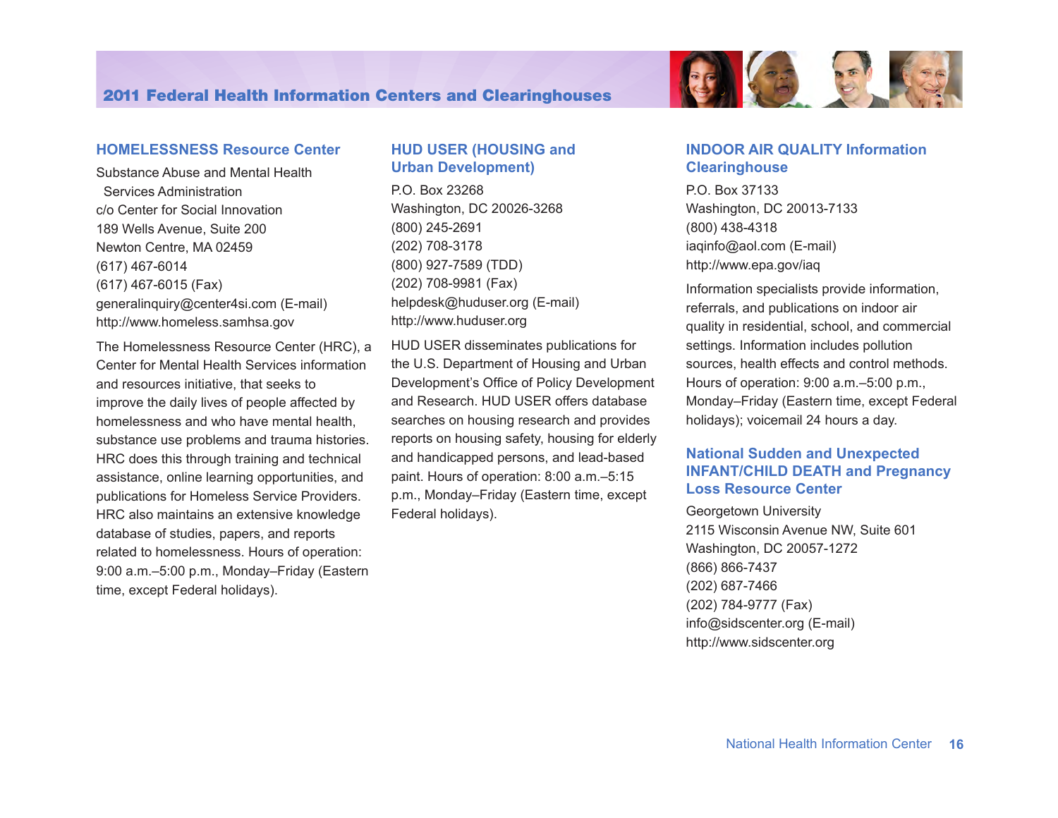## HOMELESSNESS Resource Center

Substance Abuse and Mental Health Services Administration
c/o Center for Social Innovation
189 Wells Avenue, Suite 200
Newton Centre, MA 02459
(617) 467-6014
(617) 467-6015 (Fax)
generalinquiry@center4si.com (E-mail)
http://www.homeless.samhsa.gov

The Homelessness Resource Center (HRC), a Center for Mental Health Services information and resources initiative, that seeks to improve the daily lives of people affected by homelessness and who have mental health, substance use problems and trauma histories. HRC does this through training and technical assistance, online learning opportunities, and publications for Homeless Service Providers. HRC also maintains an extensive knowledge database of studies, papers, and reports related to homelessness. Hours of operation: 9:00 a.m.–5:00 p.m., Monday–Friday (Eastern time, except Federal holidays).

## HUD USER (HOUSING and Urban Development)

P.O. Box 23268
Washington, DC 20026-3268
(800) 245-2691
(202) 708-3178
(800) 927-7589 (TDD)
(202) 708-9981 (Fax)
helpdesk@huduser.org (E-mail)
http://www.huduser.org

HUD USER disseminates publications for the U.S. Department of Housing and Urban Development's Office of Policy Development and Research. HUD USER offers database searches on housing research and provides reports on housing safety, housing for elderly and handicapped persons, and lead-based paint. Hours of operation: 8:00 a.m.–5:15 p.m., Monday–Friday (Eastern time, except Federal holidays).

## INDOOR AIR QUALITY Information Clearinghouse

P.O. Box 37133
Washington, DC 20013-7133
(800) 438-4318
iaqinfo@aol.com (E-mail)
http://www.epa.gov/iaq

Information specialists provide information, referrals, and publications on indoor air quality in residential, school, and commercial settings. Information includes pollution sources, health effects and control methods. Hours of operation: 9:00 a.m.–5:00 p.m., Monday–Friday (Eastern time, except Federal holidays); voicemail 24 hours a day.

## National Sudden and Unexpected INFANT/CHILD DEATH and Pregnancy Loss Resource Center

Georgetown University
2115 Wisconsin Avenue NW, Suite 601
Washington, DC 20057-1272
(866) 866-7437
(202) 687-7466
(202) 784-9777 (Fax)
info@sidscenter.org (E-mail)
http://www.sidscenter.org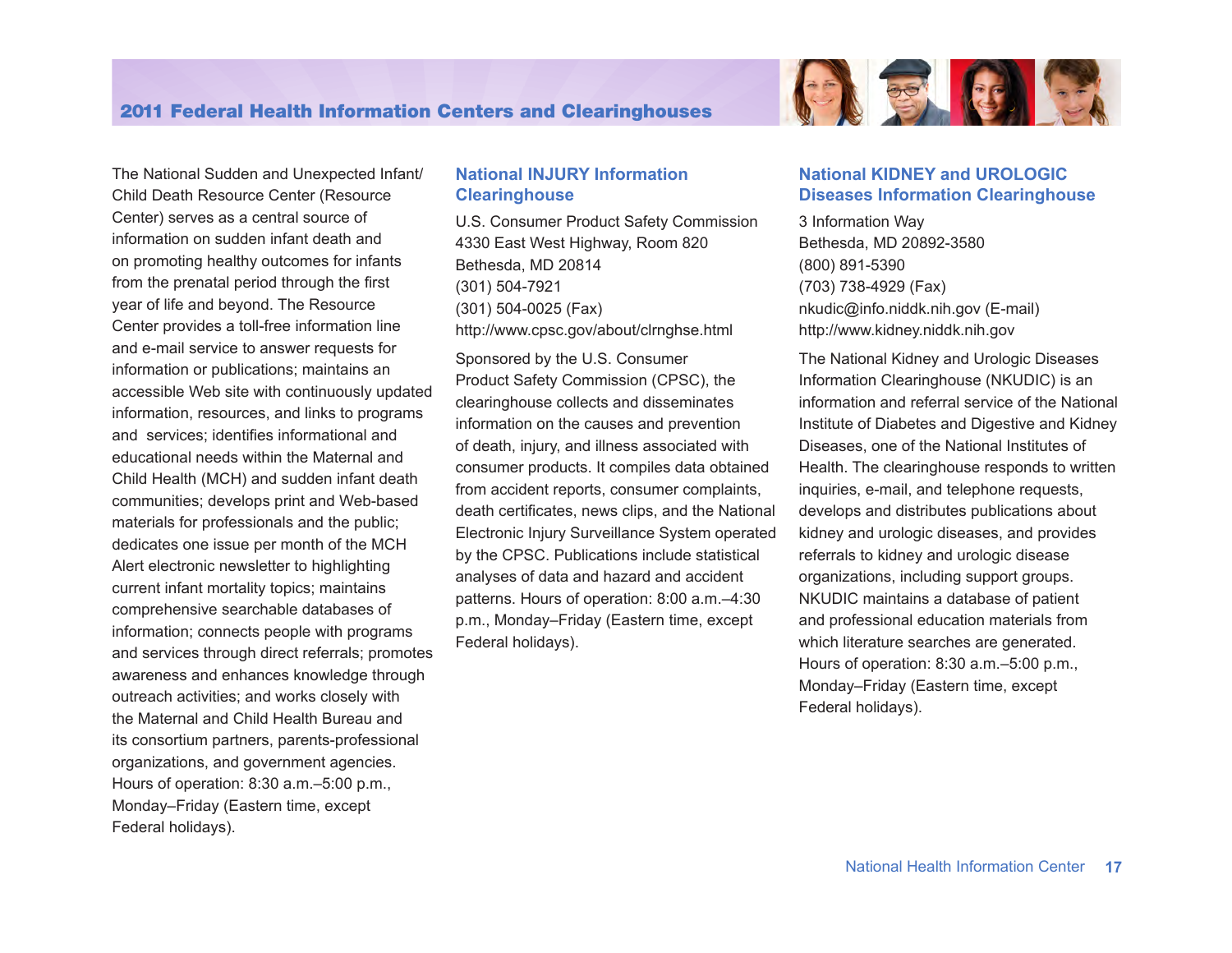The National Sudden and Unexpected Infant/Child Death Resource Center (Resource Center) serves as a central source of information on sudden infant death and on promoting healthy outcomes for infants from the prenatal period through the first year of life and beyond. The Resource Center provides a toll-free information line and e-mail service to answer requests for information or publications; maintains an accessible Web site with continuously updated information, resources, and links to programs and services; identifies informational and educational needs within the Maternal and Child Health (MCH) and sudden infant death communities; develops print and Web-based materials for professionals and the public; dedicates one issue per month of the MCH Alert electronic newsletter to highlighting current infant mortality topics; maintains comprehensive searchable databases of information; connects people with programs and services through direct referrals; promotes awareness and enhances knowledge through outreach activities; and works closely with the Maternal and Child Health Bureau and its consortium partners, parents-professional organizations, and government agencies. Hours of operation: 8:30 a.m.–5:00 p.m., Monday–Friday (Eastern time, except Federal holidays).

## National INJURY Information Clearinghouse

U.S. Consumer Product Safety Commission
4330 East West Highway, Room 820
Bethesda, MD 20814
(301) 504-7921
(301) 504-0025 (Fax)
http://www.cpsc.gov/about/clrnghse.html

Sponsored by the U.S. Consumer Product Safety Commission (CPSC), the clearinghouse collects and disseminates information on the causes and prevention of death, injury, and illness associated with consumer products. It compiles data obtained from accident reports, consumer complaints, death certificates, news clips, and the National Electronic Injury Surveillance System operated by the CPSC. Publications include statistical analyses of data and hazard and accident patterns. Hours of operation: 8:00 a.m.–4:30 p.m., Monday–Friday (Eastern time, except Federal holidays).

## National KIDNEY and UROLOGIC Diseases Information Clearinghouse

3 Information Way
Bethesda, MD 20892-3580
(800) 891-5390
(703) 738-4929 (Fax)
nkudic@info.niddk.nih.gov (E-mail)
http://www.kidney.niddk.nih.gov

The National Kidney and Urologic Diseases Information Clearinghouse (NKUDIC) is an information and referral service of the National Institute of Diabetes and Digestive and Kidney Diseases, one of the National Institutes of Health. The clearinghouse responds to written inquiries, e-mail, and telephone requests, develops and distributes publications about kidney and urologic diseases, and provides referrals to kidney and urologic disease organizations, including support groups. NKUDIC maintains a database of patient and professional education materials from which literature searches are generated. Hours of operation: 8:30 a.m.–5:00 p.m., Monday–Friday (Eastern time, except Federal holidays).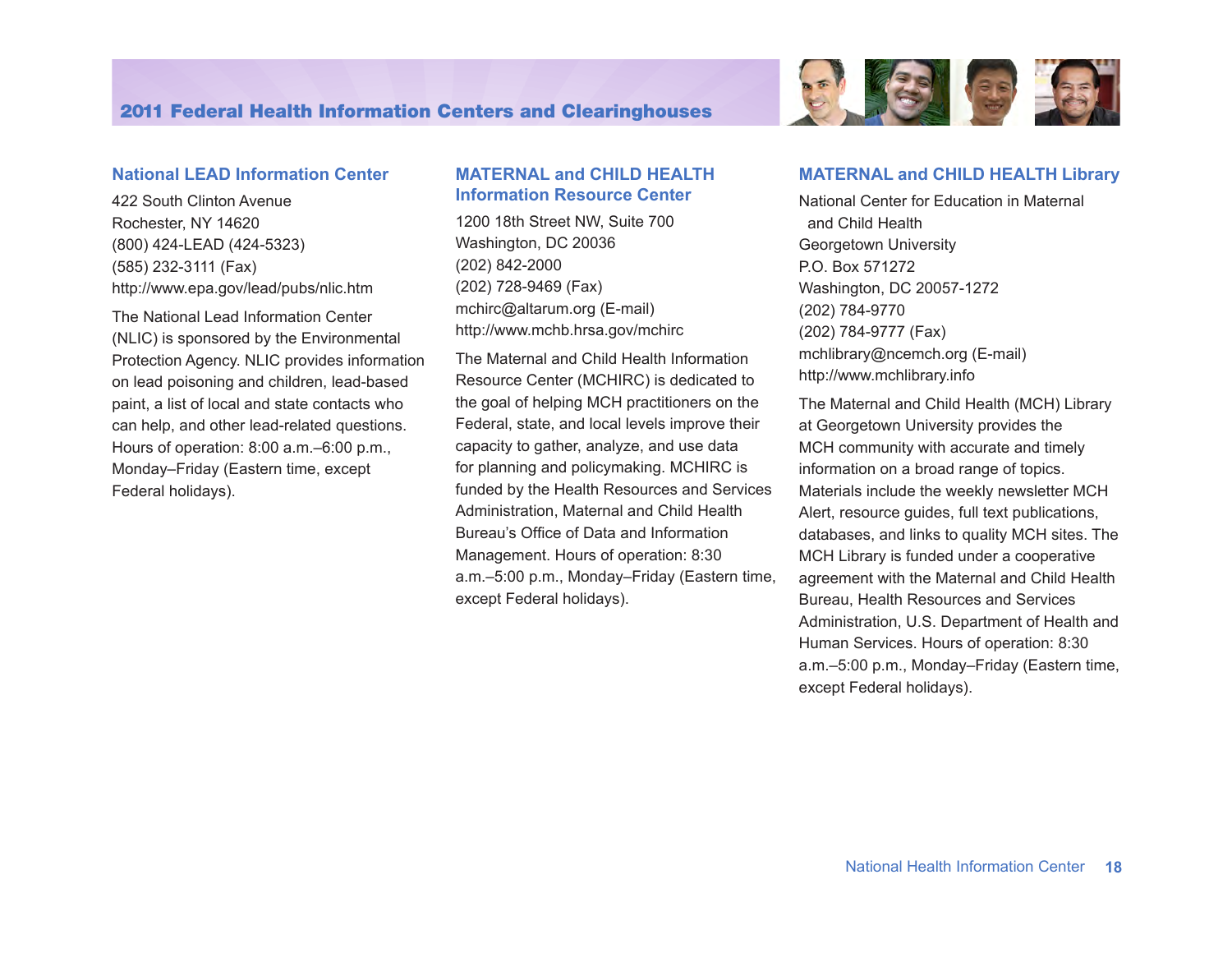## National LEAD Information Center

422 South Clinton Avenue
Rochester, NY 14620
(800) 424-LEAD (424-5323)
(585) 232-3111 (Fax)
http://www.epa.gov/lead/pubs/nlic.htm

The National Lead Information Center (NLIC) is sponsored by the Environmental Protection Agency. NLIC provides information on lead poisoning and children, lead-based paint, a list of local and state contacts who can help, and other lead-related questions. Hours of operation: 8:00 a.m.–6:00 p.m., Monday–Friday (Eastern time, except Federal holidays).

## MATERNAL and CHILD HEALTH Information Resource Center

1200 18th Street NW, Suite 700
Washington, DC 20036
(202) 842-2000
(202) 728-9469 (Fax)
mchirc@altarum.org (E-mail)
http://www.mchb.hrsa.gov/mchirc

The Maternal and Child Health Information Resource Center (MCHIRC) is dedicated to the goal of helping MCH practitioners on the Federal, state, and local levels improve their capacity to gather, analyze, and use data for planning and policymaking. MCHIRC is funded by the Health Resources and Services Administration, Maternal and Child Health Bureau's Office of Data and Information Management. Hours of operation: 8:30 a.m.–5:00 p.m., Monday–Friday (Eastern time, except Federal holidays).

## MATERNAL and CHILD HEALTH Library

National Center for Education in Maternal and Child Health
Georgetown University
P.O. Box 571272
Washington, DC 20057-1272
(202) 784-9770
(202) 784-9777 (Fax)
mchlibrary@ncemch.org (E-mail)
http://www.mchlibrary.info

The Maternal and Child Health (MCH) Library at Georgetown University provides the MCH community with accurate and timely information on a broad range of topics. Materials include the weekly newsletter MCH Alert, resource guides, full text publications, databases, and links to quality MCH sites. The MCH Library is funded under a cooperative agreement with the Maternal and Child Health Bureau, Health Resources and Services Administration, U.S. Department of Health and Human Services. Hours of operation: 8:30 a.m.–5:00 p.m., Monday–Friday (Eastern time, except Federal holidays).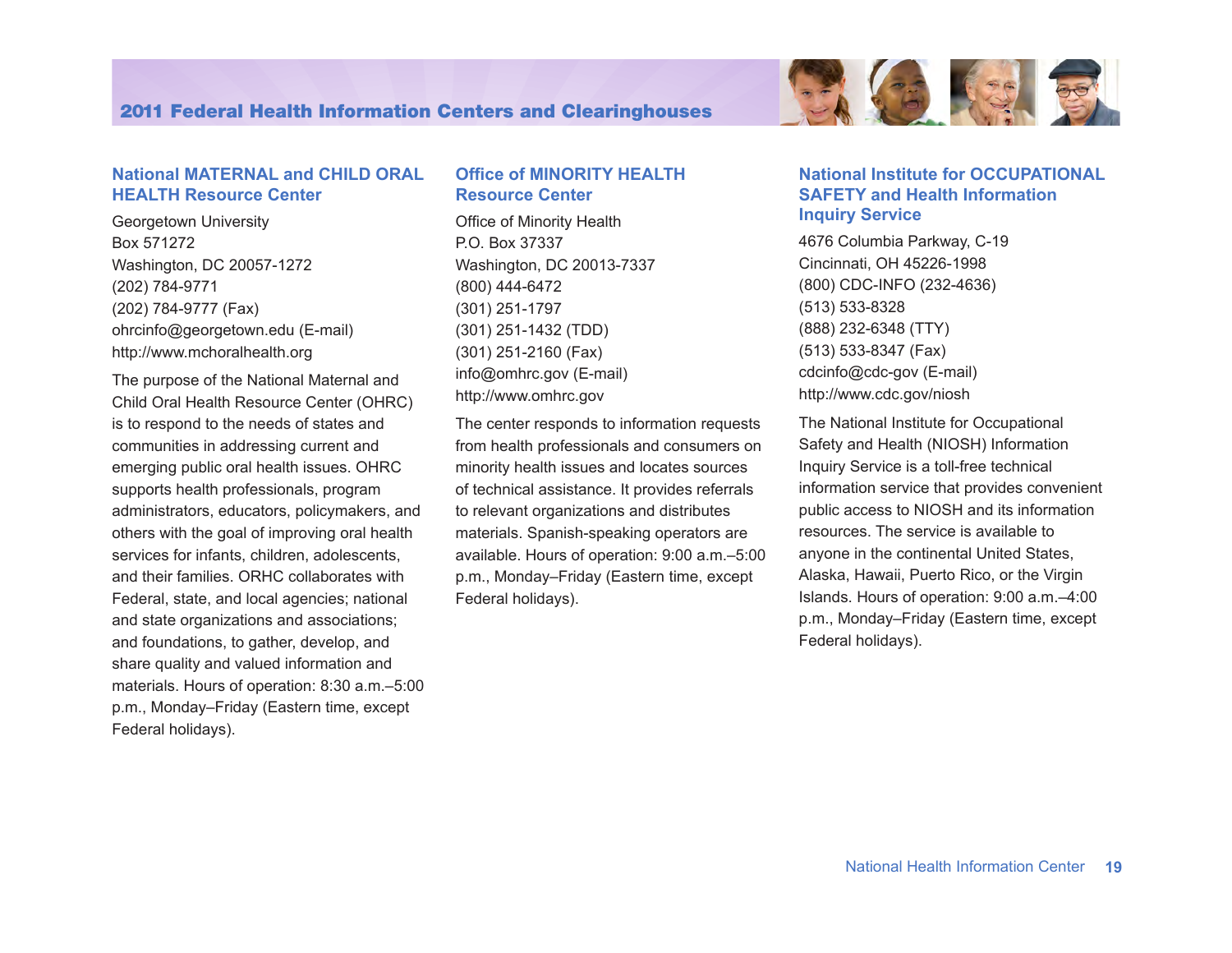## National MATERNAL and CHILD ORAL HEALTH Resource Center

Georgetown University
Box 571272
Washington, DC 20057-1272
(202) 784-9771
(202) 784-9777 (Fax)
ohrcinfo@georgetown.edu (E-mail)
http://www.mchoralhealth.org

The purpose of the National Maternal and Child Oral Health Resource Center (OHRC) is to respond to the needs of states and communities in addressing current and emerging public oral health issues. OHRC supports health professionals, program administrators, educators, policymakers, and others with the goal of improving oral health services for infants, children, adolescents, and their families. ORHC collaborates with Federal, state, and local agencies; national and state organizations and associations; and foundations, to gather, develop, and share quality and valued information and materials. Hours of operation: 8:30 a.m.–5:00 p.m., Monday–Friday (Eastern time, except Federal holidays).

## Office of MINORITY HEALTH Resource Center

Office of Minority Health
P.O. Box 37337
Washington, DC 20013-7337
(800) 444-6472
(301) 251-1797
(301) 251-1432 (TDD)
(301) 251-2160 (Fax)
info@omhrc.gov (E-mail)
http://www.omhrc.gov

The center responds to information requests from health professionals and consumers on minority health issues and locates sources of technical assistance. It provides referrals to relevant organizations and distributes materials. Spanish-speaking operators are available. Hours of operation: 9:00 a.m.–5:00 p.m., Monday–Friday (Eastern time, except Federal holidays).

## National Institute for OCCUPATIONAL SAFETY and Health Information Inquiry Service

4676 Columbia Parkway, C-19
Cincinnati, OH 45226-1998
(800) CDC-INFO (232-4636)
(513) 533-8328
(888) 232-6348 (TTY)
(513) 533-8347 (Fax)
cdcinfo@cdc-gov (E-mail)
http://www.cdc.gov/niosh

The National Institute for Occupational Safety and Health (NIOSH) Information Inquiry Service is a toll-free technical information service that provides convenient public access to NIOSH and its information resources. The service is available to anyone in the continental United States, Alaska, Hawaii, Puerto Rico, or the Virgin Islands. Hours of operation: 9:00 a.m.–4:00 p.m., Monday–Friday (Eastern time, except Federal holidays).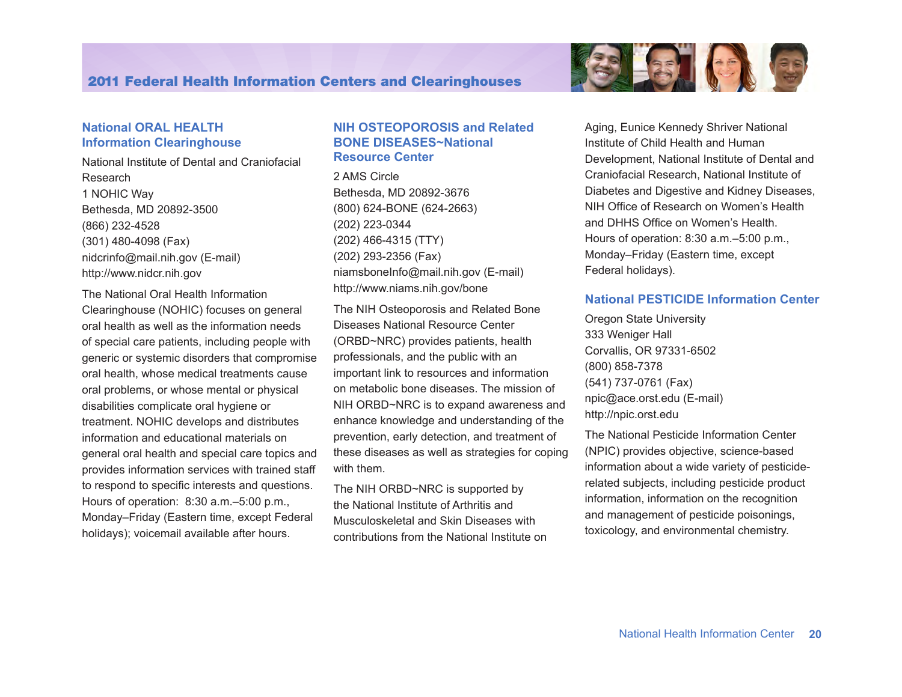## National ORAL HEALTH Information Clearinghouse

National Institute of Dental and Craniofacial Research
1 NOHIC Way
Bethesda, MD 20892-3500
(866) 232-4528
(301) 480-4098 (Fax)
nidcrinfo@mail.nih.gov (E-mail)
http://www.nidcr.nih.gov

The National Oral Health Information Clearinghouse (NOHIC) focuses on general oral health as well as the information needs of special care patients, including people with generic or systemic disorders that compromise oral health, whose medical treatments cause oral problems, or whose mental or physical disabilities complicate oral hygiene or treatment. NOHIC develops and distributes information and educational materials on general oral health and special care topics and provides information services with trained staff to respond to specific interests and questions. Hours of operation: 8:30 a.m.–5:00 p.m., Monday–Friday (Eastern time, except Federal holidays); voicemail available after hours.

## NIH OSTEOPOROSIS and Related BONE DISEASES~National Resource Center

2 AMS Circle
Bethesda, MD 20892-3676
(800) 624-BONE (624-2663)
(202) 223-0344
(202) 466-4315 (TTY)
(202) 293-2356 (Fax)
niamsboneInfo@mail.nih.gov (E-mail)
http://www.niams.nih.gov/bone

The NIH Osteoporosis and Related Bone Diseases National Resource Center (ORBD~NRC) provides patients, health professionals, and the public with an important link to resources and information on metabolic bone diseases. The mission of NIH ORBD~NRC is to expand awareness and enhance knowledge and understanding of the prevention, early detection, and treatment of these diseases as well as strategies for coping with them.

The NIH ORBD~NRC is supported by the National Institute of Arthritis and Musculoskeletal and Skin Diseases with contributions from the National Institute on Aging, Eunice Kennedy Shriver National Institute of Child Health and Human Development, National Institute of Dental and Craniofacial Research, National Institute of Diabetes and Digestive and Kidney Diseases, NIH Office of Research on Women's Health and DHHS Office on Women's Health. Hours of operation: 8:30 a.m.–5:00 p.m., Monday–Friday (Eastern time, except Federal holidays).

## National PESTICIDE Information Center

Oregon State University
333 Weniger Hall
Corvallis, OR 97331-6502
(800) 858-7378
(541) 737-0761 (Fax)
npic@ace.orst.edu (E-mail)
http://npic.orst.edu

The National Pesticide Information Center (NPIC) provides objective, science-based information about a wide variety of pesticide-related subjects, including pesticide product information, information on the recognition and management of pesticide poisonings, toxicology, and environmental chemistry.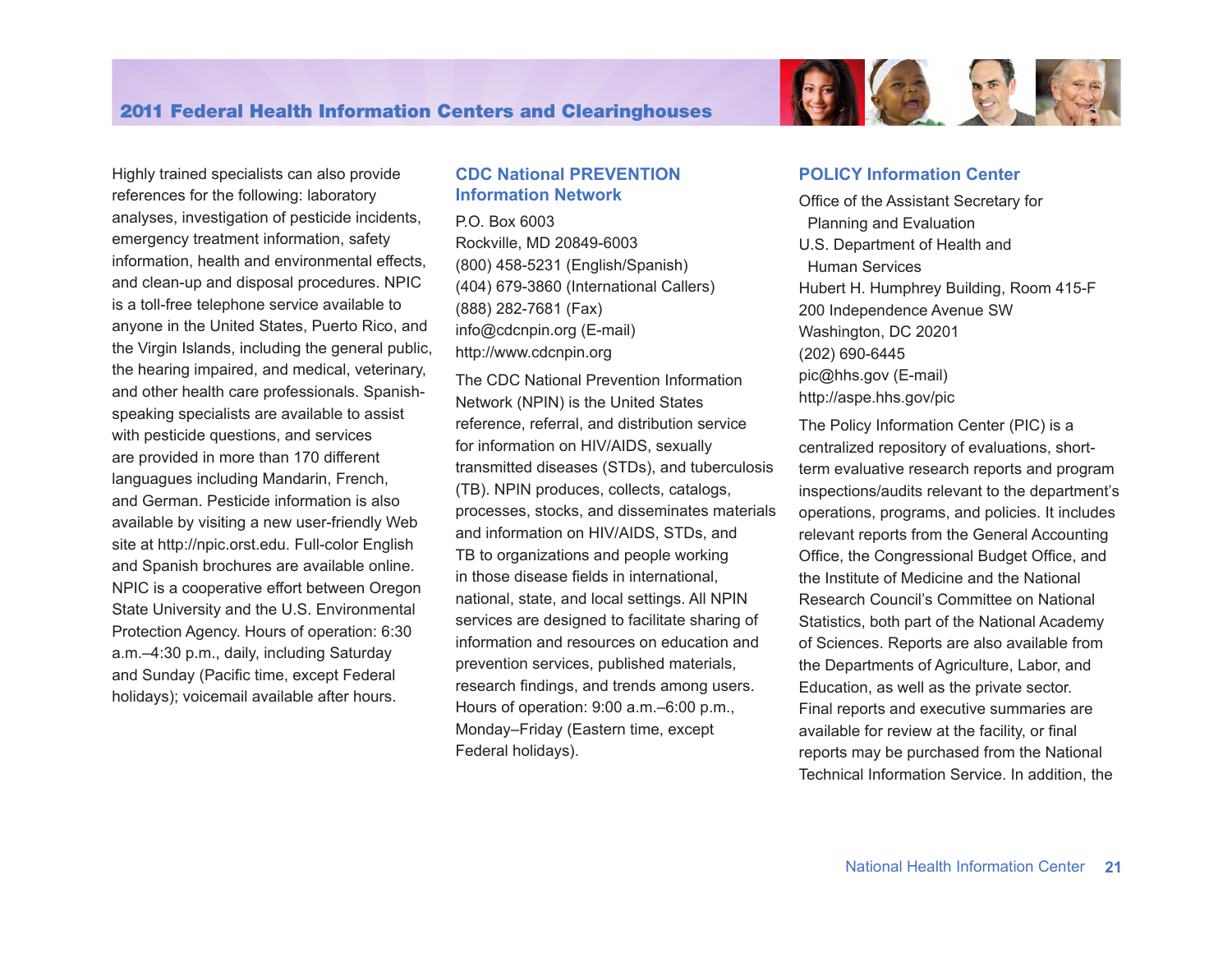Highly trained specialists can also provide references for the following: laboratory analyses, investigation of pesticide incidents, emergency treatment information, safety information, health and environmental effects, and clean-up and disposal procedures. NPIC is a toll-free telephone service available to anyone in the United States, Puerto Rico, and the Virgin Islands, including the general public, the hearing impaired, and medical, veterinary, and other health care professionals. Spanish-speaking specialists are available to assist with pesticide questions, and services are provided in more than 170 different languagues including Mandarin, French, and German. Pesticide information is also available by visiting a new user-friendly Web site at http://npic.orst.edu. Full-color English and Spanish brochures are available online. NPIC is a cooperative effort between Oregon State University and the U.S. Environmental Protection Agency. Hours of operation: 6:30 a.m.–4:30 p.m., daily, including Saturday and Sunday (Pacific time, except Federal holidays); voicemail available after hours.

## CDC National PREVENTION Information Network

P.O. Box 6003
Rockville, MD 20849-6003
(800) 458-5231 (English/Spanish)
(404) 679-3860 (International Callers)
(888) 282-7681 (Fax)
info@cdcnpin.org (E-mail)
http://www.cdcnpin.org

The CDC National Prevention Information Network (NPIN) is the United States reference, referral, and distribution service for information on HIV/AIDS, sexually transmitted diseases (STDs), and tuberculosis (TB). NPIN produces, collects, catalogs, processes, stocks, and disseminates materials and information on HIV/AIDS, STDs, and TB to organizations and people working in those disease fields in international, national, state, and local settings. All NPIN services are designed to facilitate sharing of information and resources on education and prevention services, published materials, research findings, and trends among users. Hours of operation: 9:00 a.m.–6:00 p.m., Monday–Friday (Eastern time, except Federal holidays).

## POLICY Information Center

Office of the Assistant Secretary for Planning and Evaluation
U.S. Department of Health and Human Services
Hubert H. Humphrey Building, Room 415-F
200 Independence Avenue SW
Washington, DC 20201
(202) 690-6445
pic@hhs.gov (E-mail)
http://aspe.hhs.gov/pic

The Policy Information Center (PIC) is a centralized repository of evaluations, short-term evaluative research reports and program inspections/audits relevant to the department's operations, programs, and policies. It includes relevant reports from the General Accounting Office, the Congressional Budget Office, and the Institute of Medicine and the National Research Council's Committee on National Statistics, both part of the National Academy of Sciences. Reports are also available from the Departments of Agriculture, Labor, and Education, as well as the private sector. Final reports and executive summaries are available for review at the facility, or final reports may be purchased from the National Technical Information Service. In addition, the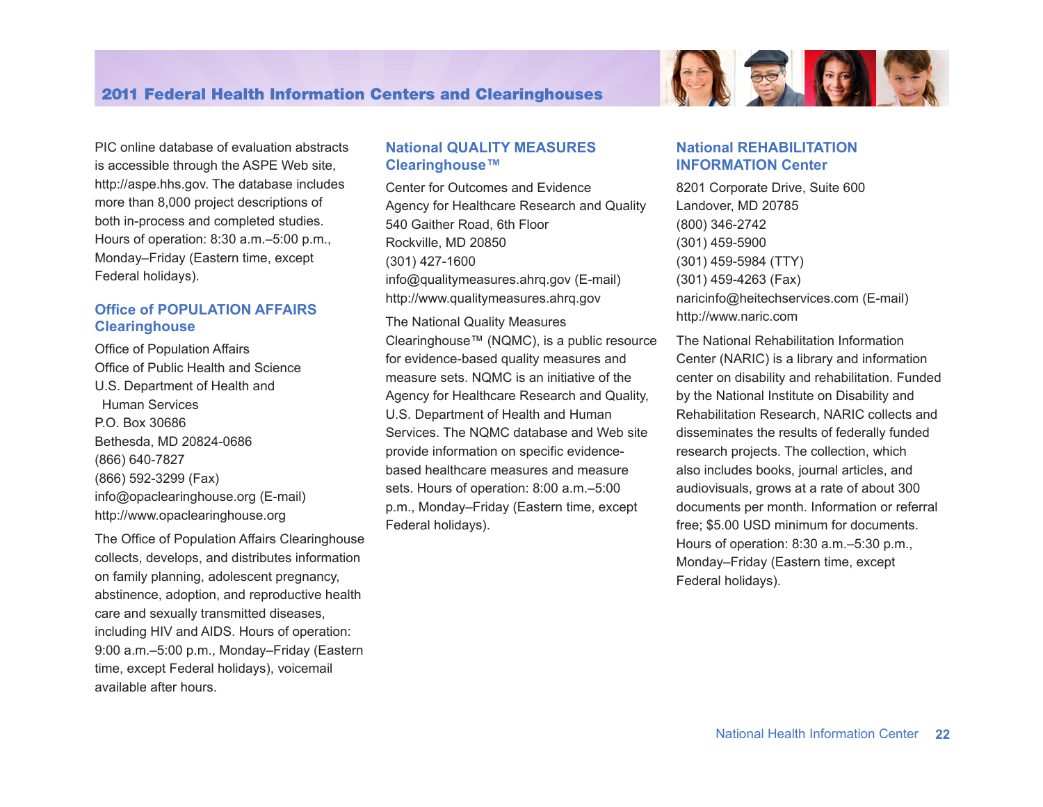PIC online database of evaluation abstracts is accessible through the ASPE Web site, http://aspe.hhs.gov. The database includes more than 8,000 project descriptions of both in-process and completed studies. Hours of operation: 8:30 a.m.–5:00 p.m., Monday–Friday (Eastern time, except Federal holidays).

## Office of POPULATION AFFAIRS Clearinghouse

Office of Population Affairs
Office of Public Health and Science
U.S. Department of Health and Human Services
P.O. Box 30686
Bethesda, MD 20824-0686
(866) 640-7827
(866) 592-3299 (Fax)
info@opaclearinghouse.org (E-mail)
http://www.opaclearinghouse.org

The Office of Population Affairs Clearinghouse collects, develops, and distributes information on family planning, adolescent pregnancy, abstinence, adoption, and reproductive health care and sexually transmitted diseases, including HIV and AIDS. Hours of operation: 9:00 a.m.–5:00 p.m., Monday–Friday (Eastern time, except Federal holidays), voicemail available after hours.

## National QUALITY MEASURES Clearinghouse™

Center for Outcomes and Evidence
Agency for Healthcare Research and Quality
540 Gaither Road, 6th Floor
Rockville, MD 20850
(301) 427-1600
info@qualitymeasures.ahrq.gov (E-mail)
http://www.qualitymeasures.ahrq.gov

The National Quality Measures Clearinghouse™ (NQMC), is a public resource for evidence-based quality measures and measure sets. NQMC is an initiative of the Agency for Healthcare Research and Quality, U.S. Department of Health and Human Services. The NQMC database and Web site provide information on specific evidence-based healthcare measures and measure sets. Hours of operation: 8:00 a.m.–5:00 p.m., Monday–Friday (Eastern time, except Federal holidays).

## National REHABILITATION INFORMATION Center

8201 Corporate Drive, Suite 600
Landover, MD 20785
(800) 346-2742
(301) 459-5900
(301) 459-5984 (TTY)
(301) 459-4263 (Fax)
naricinfo@heitechservices.com (E-mail)
http://www.naric.com

The National Rehabilitation Information Center (NARIC) is a library and information center on disability and rehabilitation. Funded by the National Institute on Disability and Rehabilitation Research, NARIC collects and disseminates the results of federally funded research projects. The collection, which also includes books, journal articles, and audiovisuals, grows at a rate of about 300 documents per month. Information or referral free; $5.00 USD minimum for documents. Hours of operation: 8:30 a.m.–5:30 p.m., Monday–Friday (Eastern time, except Federal holidays).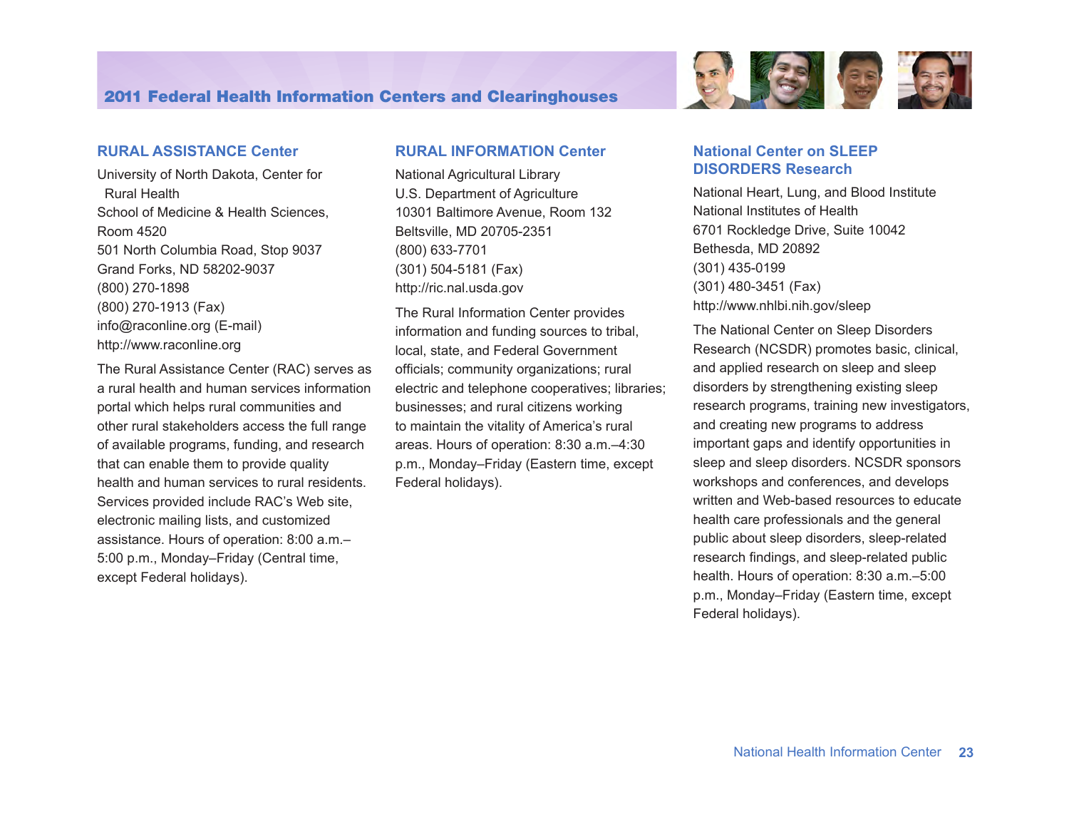## RURAL ASSISTANCE Center

University of North Dakota, Center for Rural Health
School of Medicine & Health Sciences, Room 4520
501 North Columbia Road, Stop 9037
Grand Forks, ND 58202-9037
(800) 270-1898
(800) 270-1913 (Fax)
info@raconline.org (E-mail)
http://www.raconline.org

The Rural Assistance Center (RAC) serves as a rural health and human services information portal which helps rural communities and other rural stakeholders access the full range of available programs, funding, and research that can enable them to provide quality health and human services to rural residents. Services provided include RAC's Web site, electronic mailing lists, and customized assistance. Hours of operation: 8:00 a.m.–5:00 p.m., Monday–Friday (Central time, except Federal holidays).

## RURAL INFORMATION Center

National Agricultural Library
U.S. Department of Agriculture
10301 Baltimore Avenue, Room 132
Beltsville, MD 20705-2351
(800) 633-7701
(301) 504-5181 (Fax)
http://ric.nal.usda.gov

The Rural Information Center provides information and funding sources to tribal, local, state, and Federal Government officials; community organizations; rural electric and telephone cooperatives; libraries; businesses; and rural citizens working to maintain the vitality of America's rural areas. Hours of operation: 8:30 a.m.–4:30 p.m., Monday–Friday (Eastern time, except Federal holidays).

## National Center on SLEEP DISORDERS Research

National Heart, Lung, and Blood Institute
National Institutes of Health
6701 Rockledge Drive, Suite 10042
Bethesda, MD 20892
(301) 435-0199
(301) 480-3451 (Fax)
http://www.nhlbi.nih.gov/sleep

The National Center on Sleep Disorders Research (NCSDR) promotes basic, clinical, and applied research on sleep and sleep disorders by strengthening existing sleep research programs, training new investigators, and creating new programs to address important gaps and identify opportunities in sleep and sleep disorders. NCSDR sponsors workshops and conferences, and develops written and Web-based resources to educate health care professionals and the general public about sleep disorders, sleep-related research findings, and sleep-related public health. Hours of operation: 8:30 a.m.–5:00 p.m., Monday–Friday (Eastern time, except Federal holidays).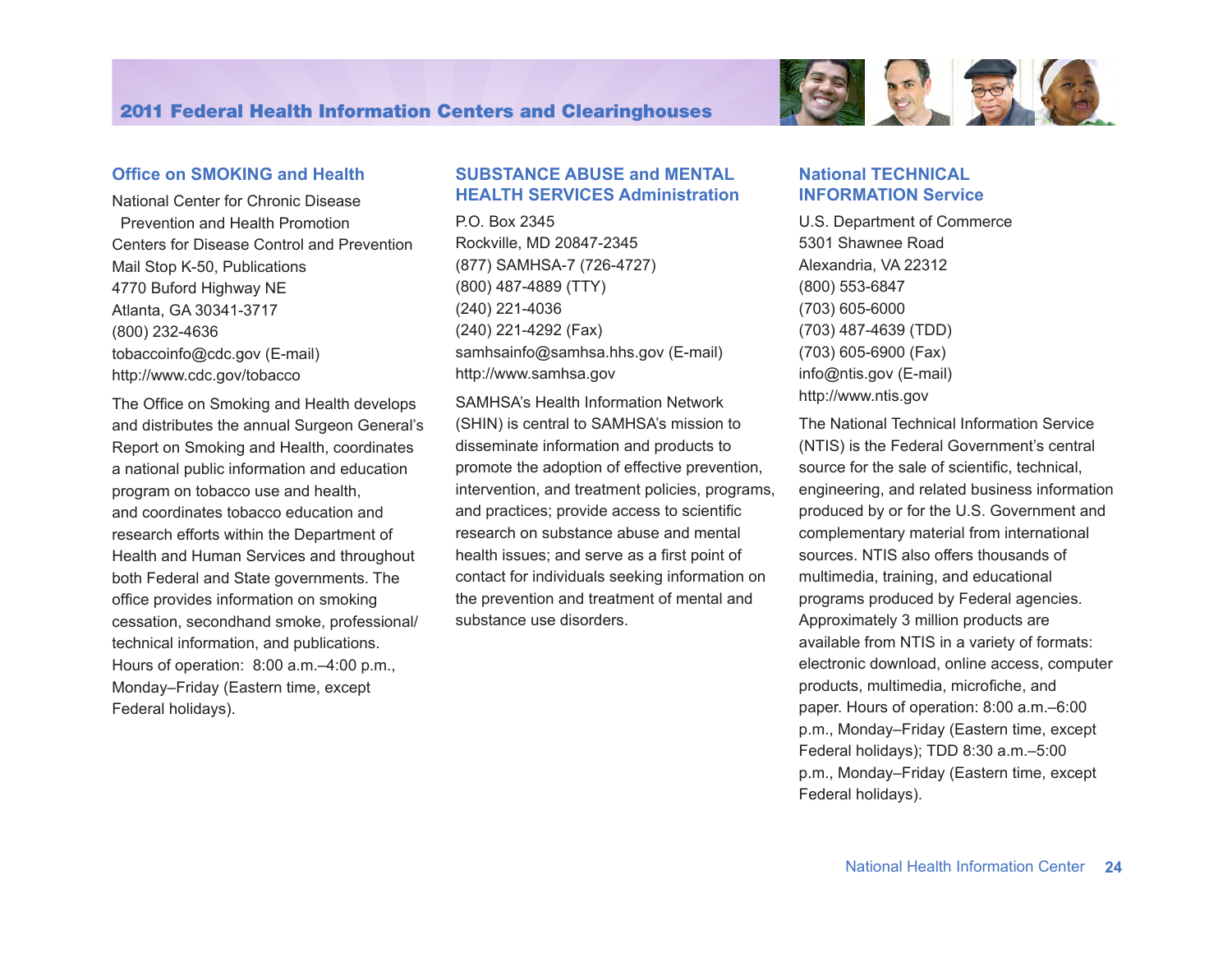## Office on SMOKING and Health

National Center for Chronic Disease Prevention and Health Promotion
Centers for Disease Control and Prevention
Mail Stop K-50, Publications
4770 Buford Highway NE
Atlanta, GA 30341-3717
(800) 232-4636
tobaccoinfo@cdc.gov (E-mail)
http://www.cdc.gov/tobacco

The Office on Smoking and Health develops and distributes the annual Surgeon General's Report on Smoking and Health, coordinates a national public information and education program on tobacco use and health, and coordinates tobacco education and research efforts within the Department of Health and Human Services and throughout both Federal and State governments. The office provides information on smoking cessation, secondhand smoke, professional/technical information, and publications. Hours of operation: 8:00 a.m.–4:00 p.m., Monday–Friday (Eastern time, except Federal holidays).

## SUBSTANCE ABUSE and MENTAL HEALTH SERVICES Administration

P.O. Box 2345
Rockville, MD 20847-2345
(877) SAMHSA-7 (726-4727)
(800) 487-4889 (TTY)
(240) 221-4036
(240) 221-4292 (Fax)
samhsainfo@samhsa.hhs.gov (E-mail)
http://www.samhsa.gov

SAMHSA's Health Information Network (SHIN) is central to SAMHSA's mission to disseminate information and products to promote the adoption of effective prevention, intervention, and treatment policies, programs, and practices; provide access to scientific research on substance abuse and mental health issues; and serve as a first point of contact for individuals seeking information on the prevention and treatment of mental and substance use disorders.

## National TECHNICAL INFORMATION Service

U.S. Department of Commerce
5301 Shawnee Road
Alexandria, VA 22312
(800) 553-6847
(703) 605-6000
(703) 487-4639 (TDD)
(703) 605-6900 (Fax)
info@ntis.gov (E-mail)
http://www.ntis.gov

The National Technical Information Service (NTIS) is the Federal Government's central source for the sale of scientific, technical, engineering, and related business information produced by or for the U.S. Government and complementary material from international sources. NTIS also offers thousands of multimedia, training, and educational programs produced by Federal agencies. Approximately 3 million products are available from NTIS in a variety of formats: electronic download, online access, computer products, multimedia, microfiche, and paper. Hours of operation: 8:00 a.m.–6:00 p.m., Monday–Friday (Eastern time, except Federal holidays); TDD 8:30 a.m.–5:00 p.m., Monday–Friday (Eastern time, except Federal holidays).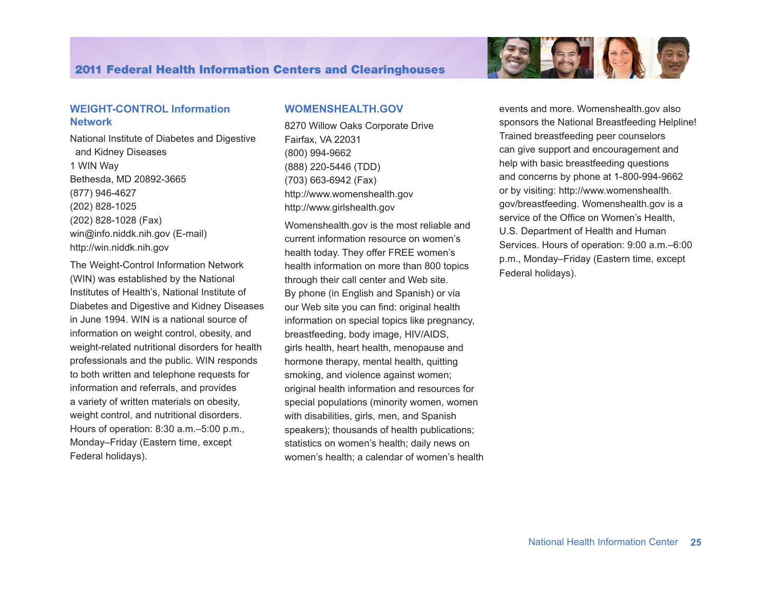## WEIGHT-CONTROL Information Network

National Institute of Diabetes and Digestive and Kidney Diseases
1 WIN Way
Bethesda, MD 20892-3665
(877) 946-4627
(202) 828-1025
(202) 828-1028 (Fax)
win@info.niddk.nih.gov (E-mail)
http://win.niddk.nih.gov

The Weight-Control Information Network (WIN) was established by the National Institutes of Health's, National Institute of Diabetes and Digestive and Kidney Diseases in June 1994. WIN is a national source of information on weight control, obesity, and weight-related nutritional disorders for health professionals and the public. WIN responds to both written and telephone requests for information and referrals, and provides a variety of written materials on obesity, weight control, and nutritional disorders. Hours of operation: 8:30 a.m.–5:00 p.m., Monday–Friday (Eastern time, except Federal holidays).

## WOMENSHEALTH.GOV

8270 Willow Oaks Corporate Drive
Fairfax, VA 22031
(800) 994-9662
(888) 220-5446 (TDD)
(703) 663-6942 (Fax)
http://www.womenshealth.gov
http://www.girlshealth.gov

Womenshealth.gov is the most reliable and current information resource on women's health today. They offer FREE women's health information on more than 800 topics through their call center and Web site. By phone (in English and Spanish) or via our Web site you can find: original health information on special topics like pregnancy, breastfeeding, body image, HIV/AIDS, girls health, heart health, menopause and hormone therapy, mental health, quitting smoking, and violence against women; original health information and resources for special populations (minority women, women with disabilities, girls, men, and Spanish speakers); thousands of health publications; statistics on women's health; daily news on women's health; a calendar of women's health events and more. Womenshealth.gov also sponsors the National Breastfeeding Helpline! Trained breastfeeding peer counselors can give support and encouragement and help with basic breastfeeding questions and concerns by phone at 1-800-994-9662 or by visiting: http://www.womenshealth.gov/breastfeeding. Womenshealth.gov is a service of the Office on Women's Health, U.S. Department of Health and Human Services. Hours of operation: 9:00 a.m.–6:00 p.m., Monday–Friday (Eastern time, except Federal holidays).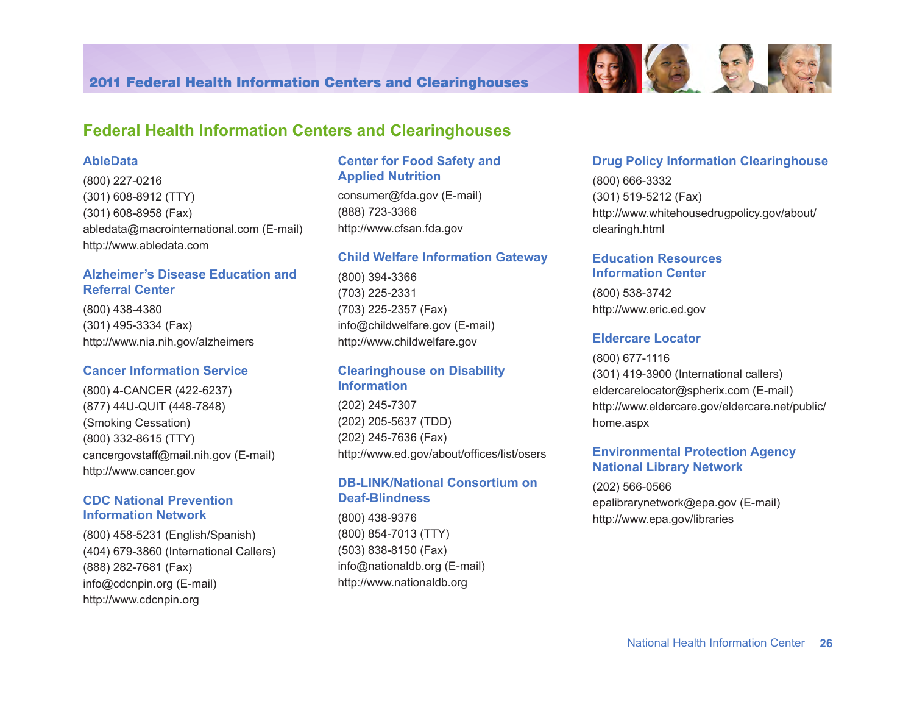## Federal Health Information Centers and Clearinghouses

### AbleData

(800) 227-0216
(301) 608-8912 (TTY)
(301) 608-8958 (Fax)
abledata@macrointernational.com (E-mail)
http://www.abledata.com

### Alzheimer's Disease Education and Referral Center

(800) 438-4380
(301) 495-3334 (Fax)
http://www.nia.nih.gov/alzheimers

### Cancer Information Service

(800) 4-CANCER (422-6237)
(877) 44U-QUIT (448-7848)
(Smoking Cessation)
(800) 332-8615 (TTY)
cancergovstaff@mail.nih.gov (E-mail)
http://www.cancer.gov

### CDC National Prevention Information Network

(800) 458-5231 (English/Spanish)
(404) 679-3860 (International Callers)
(888) 282-7681 (Fax)
info@cdcnpin.org (E-mail)
http://www.cdcnpin.org

### Center for Food Safety and Applied Nutrition

consumer@fda.gov (E-mail)
(888) 723-3366
http://www.cfsan.fda.gov

### Child Welfare Information Gateway

(800) 394-3366
(703) 225-2331
(703) 225-2357 (Fax)
info@childwelfare.gov (E-mail)
http://www.childwelfare.gov

### Clearinghouse on Disability Information

(202) 245-7307
(202) 205-5637 (TDD)
(202) 245-7636 (Fax)
http://www.ed.gov/about/offices/list/osers

### DB-LINK/National Consortium on Deaf-Blindness

(800) 438-9376
(800) 854-7013 (TTY)
(503) 838-8150 (Fax)
info@nationaldb.org (E-mail)
http://www.nationaldb.org

### Drug Policy Information Clearinghouse

(800) 666-3332
(301) 519-5212 (Fax)
http://www.whitehousedrugpolicy.gov/about/clearingh.html

### Education Resources Information Center

(800) 538-3742
http://www.eric.ed.gov

### Eldercare Locator

(800) 677-1116
(301) 419-3900 (International callers)
eldercarelocator@spherix.com (E-mail)
http://www.eldercare.gov/eldercare.net/public/home.aspx

### Environmental Protection Agency National Library Network

(202) 566-0566
epalibrarynetwork@epa.gov (E-mail)
http://www.epa.gov/libraries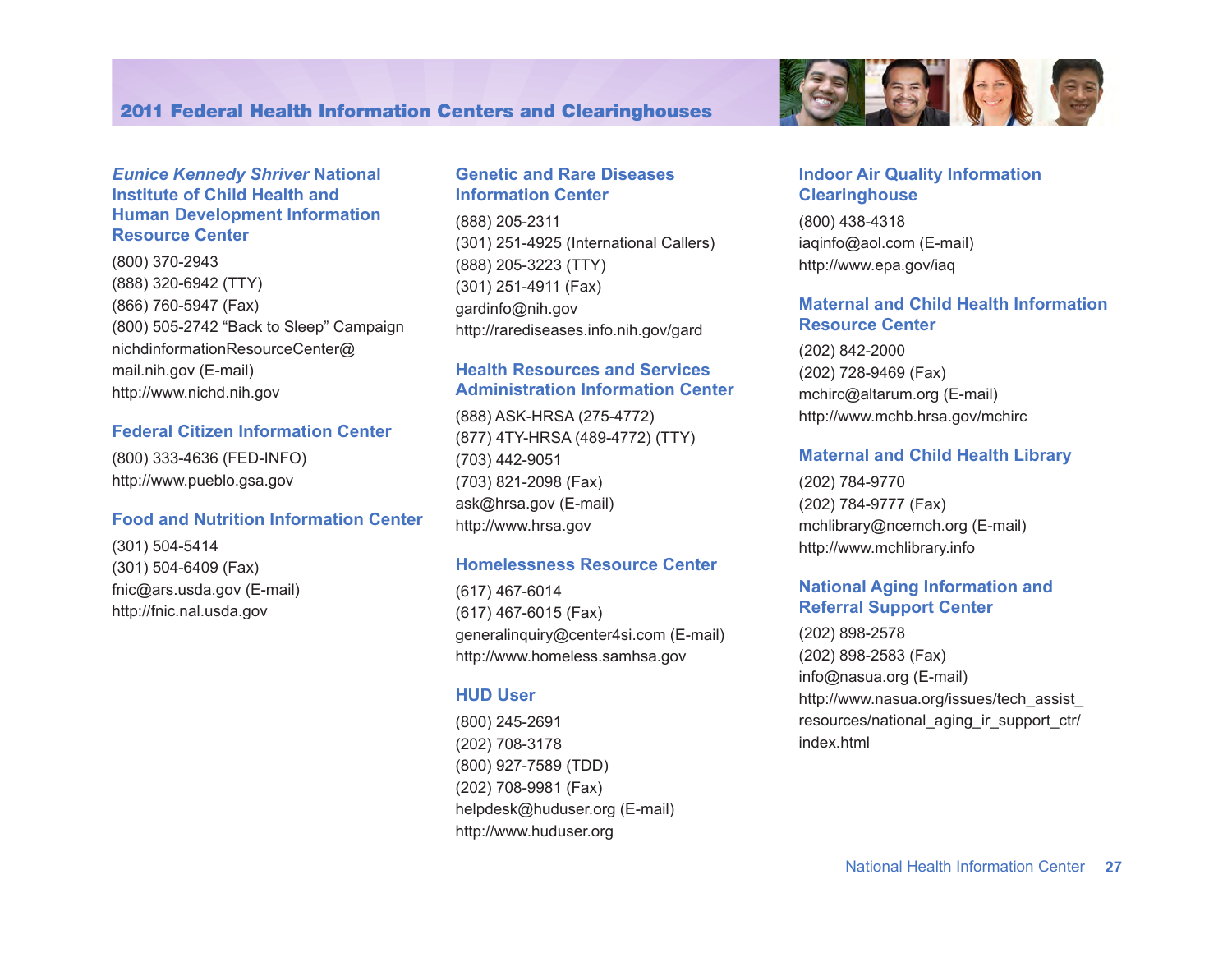## 2011 Federal Health Information Centers and Clearinghouses

### *Eunice Kennedy Shriver* National Institute of Child Health and Human Development Information Resource Center

(800) 370-2943
(888) 320-6942 (TTY)
(866) 760-5947 (Fax)
(800) 505-2742 "Back to Sleep" Campaign
nichdinformationResourceCenter@mail.nih.gov (E-mail)
http://www.nichd.nih.gov

### Federal Citizen Information Center

(800) 333-4636 (FED-INFO)
http://www.pueblo.gsa.gov

### Food and Nutrition Information Center

(301) 504-5414
(301) 504-6409 (Fax)
fnic@ars.usda.gov (E-mail)
http://fnic.nal.usda.gov

### Genetic and Rare Diseases Information Center

(888) 205-2311
(301) 251-4925 (International Callers)
(888) 205-3223 (TTY)
(301) 251-4911 (Fax)
gardinfo@nih.gov
http://rarediseases.info.nih.gov/gard

### Health Resources and Services Administration Information Center

(888) ASK-HRSA (275-4772)
(877) 4TY-HRSA (489-4772) (TTY)
(703) 442-9051
(703) 821-2098 (Fax)
ask@hrsa.gov (E-mail)
http://www.hrsa.gov

### Homelessness Resource Center

(617) 467-6014
(617) 467-6015 (Fax)
generalinquiry@center4si.com (E-mail)
http://www.homeless.samhsa.gov

### HUD User

(800) 245-2691
(202) 708-3178
(800) 927-7589 (TDD)
(202) 708-9981 (Fax)
helpdesk@huduser.org (E-mail)
http://www.huduser.org

### Indoor Air Quality Information Clearinghouse

(800) 438-4318
iaqinfo@aol.com (E-mail)
http://www.epa.gov/iaq

### Maternal and Child Health Information Resource Center

(202) 842-2000
(202) 728-9469 (Fax)
mchirc@altarum.org (E-mail)
http://www.mchb.hrsa.gov/mchirc

### Maternal and Child Health Library

(202) 784-9770
(202) 784-9777 (Fax)
mchlibrary@ncemch.org (E-mail)
http://www.mchlibrary.info

### National Aging Information and Referral Support Center

(202) 898-2578
(202) 898-2583 (Fax)
info@nasua.org (E-mail)
http://www.nasua.org/issues/tech_assist_resources/national_aging_ir_support_ctr/index.html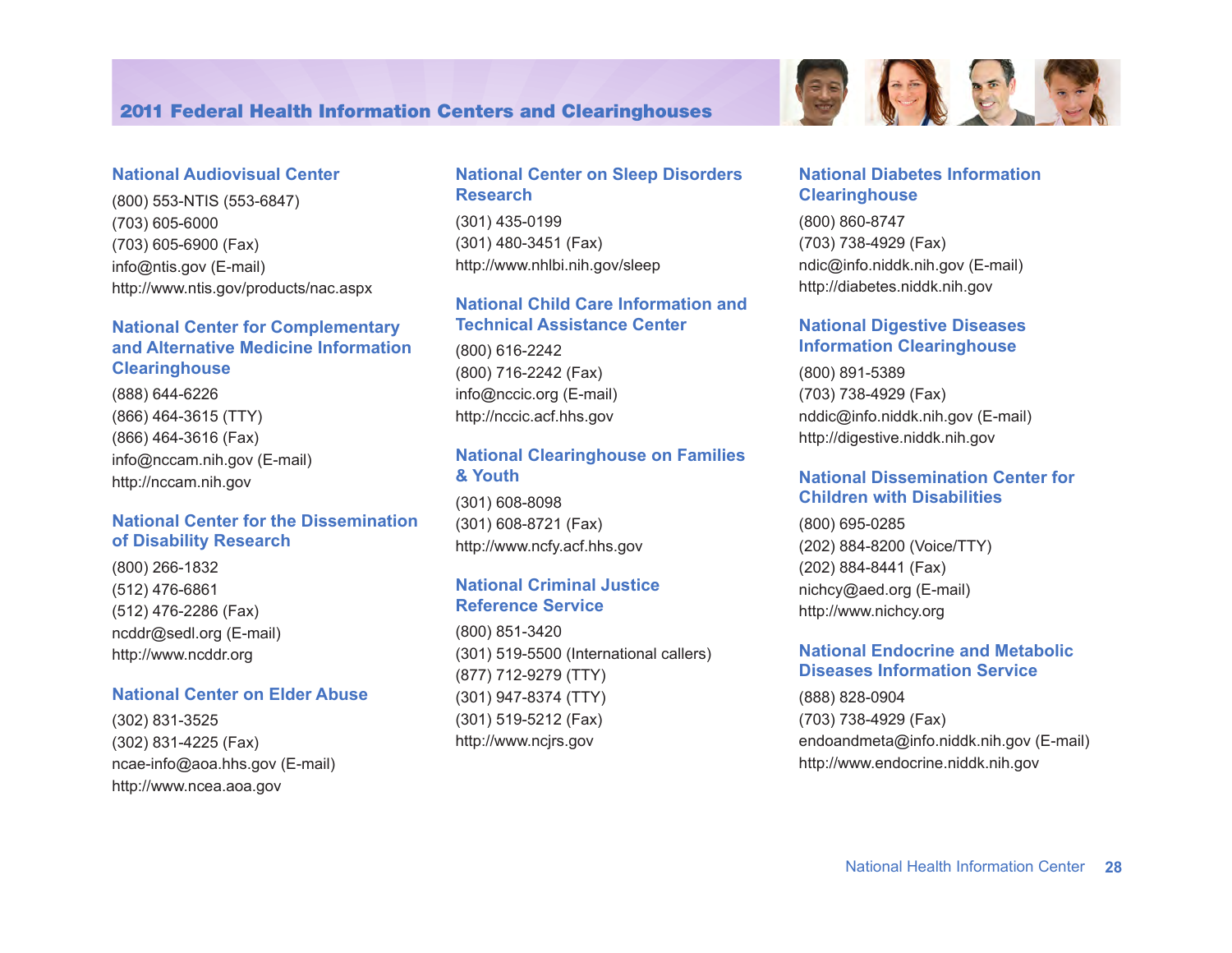## 2011 Federal Health Information Centers and Clearinghouses

### National Audiovisual Center

(800) 553-NTIS (553-6847)
(703) 605-6000
(703) 605-6900 (Fax)
info@ntis.gov (E-mail)
http://www.ntis.gov/products/nac.aspx

### National Center for Complementary and Alternative Medicine Information Clearinghouse

(888) 644-6226
(866) 464-3615 (TTY)
(866) 464-3616 (Fax)
info@nccam.nih.gov (E-mail)
http://nccam.nih.gov

### National Center for the Dissemination of Disability Research

(800) 266-1832
(512) 476-6861
(512) 476-2286 (Fax)
ncddr@sedl.org (E-mail)
http://www.ncddr.org

### National Center on Elder Abuse

(302) 831-3525
(302) 831-4225 (Fax)
ncae-info@aoa.hhs.gov (E-mail)
http://www.ncea.aoa.gov

### National Center on Sleep Disorders Research

(301) 435-0199
(301) 480-3451 (Fax)
http://www.nhlbi.nih.gov/sleep

### National Child Care Information and Technical Assistance Center

(800) 616-2242
(800) 716-2242 (Fax)
info@nccic.org (E-mail)
http://nccic.acf.hhs.gov

### National Clearinghouse on Families & Youth

(301) 608-8098
(301) 608-8721 (Fax)
http://www.ncfy.acf.hhs.gov

### National Criminal Justice Reference Service

(800) 851-3420
(301) 519-5500 (International callers)
(877) 712-9279 (TTY)
(301) 947-8374 (TTY)
(301) 519-5212 (Fax)
http://www.ncjrs.gov

### National Diabetes Information Clearinghouse

(800) 860-8747
(703) 738-4929 (Fax)
ndic@info.niddk.nih.gov (E-mail)
http://diabetes.niddk.nih.gov

### National Digestive Diseases Information Clearinghouse

(800) 891-5389
(703) 738-4929 (Fax)
nddic@info.niddk.nih.gov (E-mail)
http://digestive.niddk.nih.gov

### National Dissemination Center for Children with Disabilities

(800) 695-0285
(202) 884-8200 (Voice/TTY)
(202) 884-8441 (Fax)
nichcy@aed.org (E-mail)
http://www.nichcy.org

### National Endocrine and Metabolic Diseases Information Service

(888) 828-0904
(703) 738-4929 (Fax)
endoandmeta@info.niddk.nih.gov (E-mail)
http://www.endocrine.niddk.nih.gov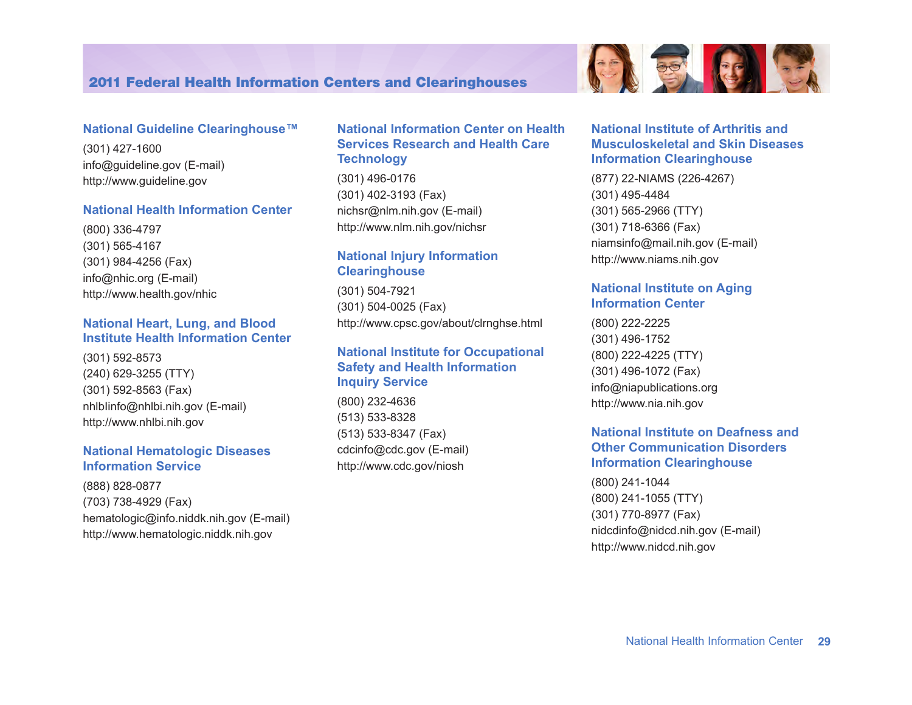## 2011 Federal Health Information Centers and Clearinghouses

### National Guideline Clearinghouse™

(301) 427-1600
info@guideline.gov (E-mail)
http://www.guideline.gov

### National Health Information Center

(800) 336-4797
(301) 565-4167
(301) 984-4256 (Fax)
info@nhic.org (E-mail)
http://www.health.gov/nhic

### National Heart, Lung, and Blood Institute Health Information Center

(301) 592-8573
(240) 629-3255 (TTY)
(301) 592-8563 (Fax)
nhlbiinfo@nhlbi.nih.gov (E-mail)
http://www.nhlbi.nih.gov

### National Hematologic Diseases Information Service

(888) 828-0877
(703) 738-4929 (Fax)
hematologic@info.niddk.nih.gov (E-mail)
http://www.hematologic.niddk.nih.gov

### National Information Center on Health Services Research and Health Care Technology

(301) 496-0176
(301) 402-3193 (Fax)
nichsr@nlm.nih.gov (E-mail)
http://www.nlm.nih.gov/nichsr

### National Injury Information Clearinghouse

(301) 504-7921
(301) 504-0025 (Fax)
http://www.cpsc.gov/about/clrnghse.html

### National Institute for Occupational Safety and Health Information Inquiry Service

(800) 232-4636
(513) 533-8328
(513) 533-8347 (Fax)
cdcinfo@cdc.gov (E-mail)
http://www.cdc.gov/niosh

### National Institute of Arthritis and Musculoskeletal and Skin Diseases Information Clearinghouse

(877) 22-NIAMS (226-4267)
(301) 495-4484
(301) 565-2966 (TTY)
(301) 718-6366 (Fax)
niamsinfo@mail.nih.gov (E-mail)
http://www.niams.nih.gov

### National Institute on Aging Information Center

(800) 222-2225
(301) 496-1752
(800) 222-4225 (TTY)
(301) 496-1072 (Fax)
info@niapublications.org
http://www.nia.nih.gov

### National Institute on Deafness and Other Communication Disorders Information Clearinghouse

(800) 241-1044
(800) 241-1055 (TTY)
(301) 770-8977 (Fax)
nidcdinfo@nidcd.nih.gov (E-mail)
http://www.nidcd.nih.gov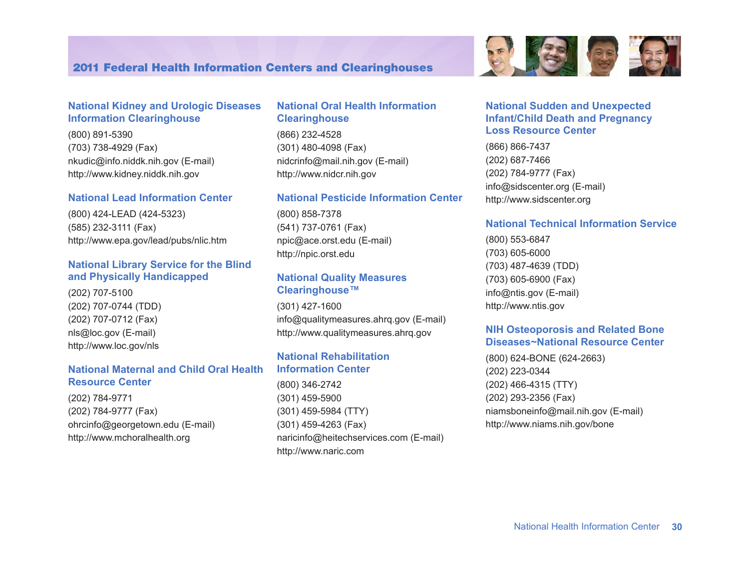# 2011 Federal Health Information Centers and Clearinghouses

### National Kidney and Urologic Diseases Information Clearinghouse

(800) 891-5390
(703) 738-4929 (Fax)
nkudic@info.niddk.nih.gov (E-mail)
http://www.kidney.niddk.nih.gov

### National Lead Information Center

(800) 424-LEAD (424-5323)
(585) 232-3111 (Fax)
http://www.epa.gov/lead/pubs/nlic.htm

### National Library Service for the Blind and Physically Handicapped

(202) 707-5100
(202) 707-0744 (TDD)
(202) 707-0712 (Fax)
nls@loc.gov (E-mail)
http://www.loc.gov/nls

### National Maternal and Child Oral Health Resource Center

(202) 784-9771
(202) 784-9777 (Fax)
ohrcinfo@georgetown.edu (E-mail)
http://www.mchoralhealth.org

### National Oral Health Information Clearinghouse

(866) 232-4528
(301) 480-4098 (Fax)
nidcrinfo@mail.nih.gov (E-mail)
http://www.nidcr.nih.gov

### National Pesticide Information Center

(800) 858-7378
(541) 737-0761 (Fax)
npic@ace.orst.edu (E-mail)
http://npic.orst.edu

### National Quality Measures Clearinghouse™

(301) 427-1600
info@qualitymeasures.ahrq.gov (E-mail)
http://www.qualitymeasures.ahrq.gov

### National Rehabilitation Information Center

(800) 346-2742
(301) 459-5900
(301) 459-5984 (TTY)
(301) 459-4263 (Fax)
naricinfo@heitechservices.com (E-mail)
http://www.naric.com

### National Sudden and Unexpected Infant/Child Death and Pregnancy Loss Resource Center

(866) 866-7437
(202) 687-7466
(202) 784-9777 (Fax)
info@sidscenter.org (E-mail)
http://www.sidscenter.org

### National Technical Information Service

(800) 553-6847
(703) 605-6000
(703) 487-4639 (TDD)
(703) 605-6900 (Fax)
info@ntis.gov (E-mail)
http://www.ntis.gov

### NIH Osteoporosis and Related Bone Diseases~National Resource Center

(800) 624-BONE (624-2663)
(202) 223-0344
(202) 466-4315 (TTY)
(202) 293-2356 (Fax)
niamsboneinfo@mail.nih.gov (E-mail)
http://www.niams.nih.gov/bone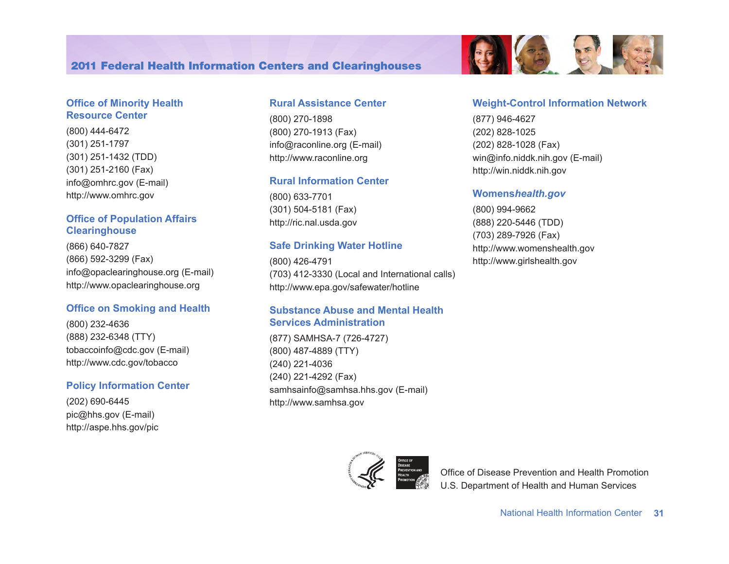## Office of Minority Health Resource Center

(800) 444-6472
(301) 251-1797
(301) 251-1432 (TDD)
(301) 251-2160 (Fax)
info@omhrc.gov (E-mail)
http://www.omhrc.gov

## Office of Population Affairs Clearinghouse

(866) 640-7827
(866) 592-3299 (Fax)
info@opaclearinghouse.org (E-mail)
http://www.opaclearinghouse.org

## Office on Smoking and Health

(800) 232-4636
(888) 232-6348 (TTY)
tobaccoinfo@cdc.gov (E-mail)
http://www.cdc.gov/tobacco

## Policy Information Center

(202) 690-6445
pic@hhs.gov (E-mail)
http://aspe.hhs.gov/pic

## Rural Assistance Center

(800) 270-1898
(800) 270-1913 (Fax)
info@raconline.org (E-mail)
http://www.raconline.org

## Rural Information Center

(800) 633-7701
(301) 504-5181 (Fax)
http://ric.nal.usda.gov

## Safe Drinking Water Hotline

(800) 426-4791
(703) 412-3330 (Local and International calls)
http://www.epa.gov/safewater/hotline

## Substance Abuse and Mental Health Services Administration

(877) SAMHSA-7 (726-4727)
(800) 487-4889 (TTY)
(240) 221-4036
(240) 221-4292 (Fax)
samhsainfo@samhsa.hhs.gov (E-mail)
http://www.samhsa.gov

## Weight-Control Information Network

(877) 946-4627
(202) 828-1025
(202) 828-1028 (Fax)
win@info.niddk.nih.gov (E-mail)
http://win.niddk.nih.gov

## Womens*health.gov*

(800) 994-9662
(888) 220-5446 (TDD)
(703) 289-7926 (Fax)
http://www.womenshealth.gov
http://www.girlshealth.gov

Office of Disease Prevention and Health Promotion
U.S. Department of Health and Human Services